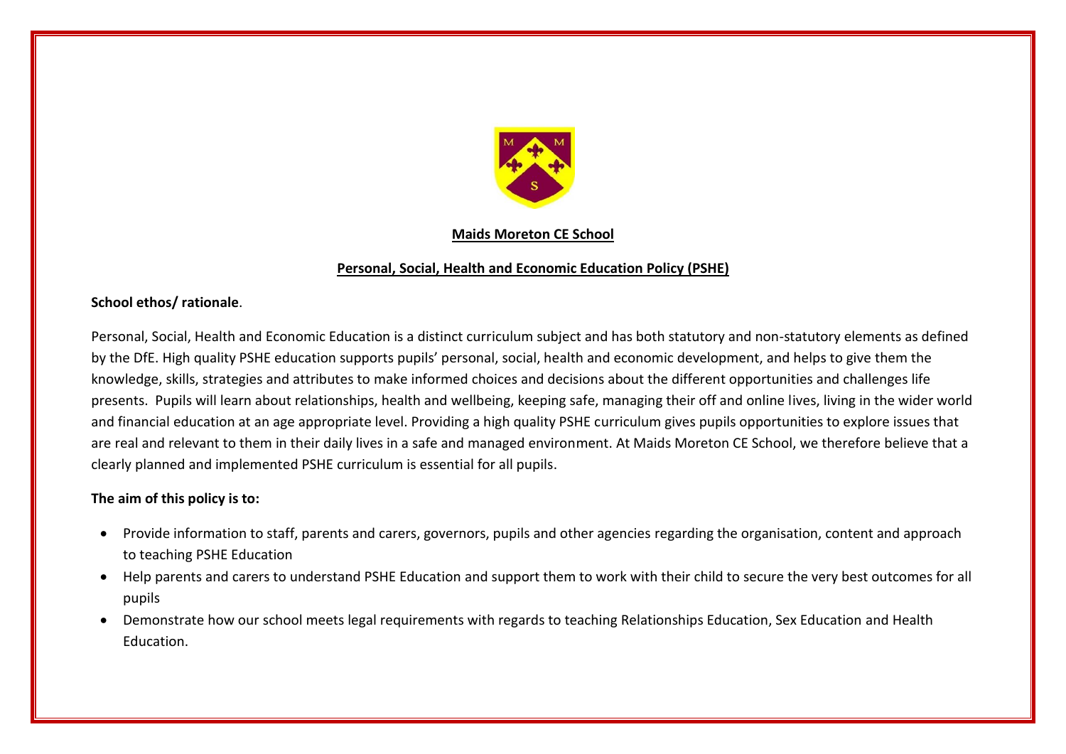**Maids Moreton CE School**

**Personal, Social, Health and Economic Education Policy (PSHE)**

**School ethos/ rationale**.

Personal, Social, Health and Economic Education is a distinct curriculum subject and has both statutory and non-statutory elements as defined by the DfE. High quality PSHE education supports pupils' personal, social, health and economic development, and helps to give them the knowledge, skills, strategies and attributes to make informed choices and decisions about the different opportunities and challenges life presents. Pupils will learn about relationships, health and wellbeing, keeping safe, managing their off and online lives, living in the wider world and financial education at an age appropriate level. Providing a high quality PSHE curriculum gives pupils opportunities to explore issues that are real and relevant to them in their daily lives in a safe and managed environment. At Maids Moreton CE School, we therefore believe that a clearly planned and implemented PSHE curriculum is essential for all pupils.

**The aim of this policy is to:**

- Provide information to staff, parents and carers, governors, pupils and other agencies regarding the organisation, content and approach to teaching PSHE Education
- Help parents and carers to understand PSHE Education and support them to work with their child to secure the very best outcomes for all pupils
- Demonstrate how our school meets legal requirements with regards to teaching Relationships Education, Sex Education and Health Education.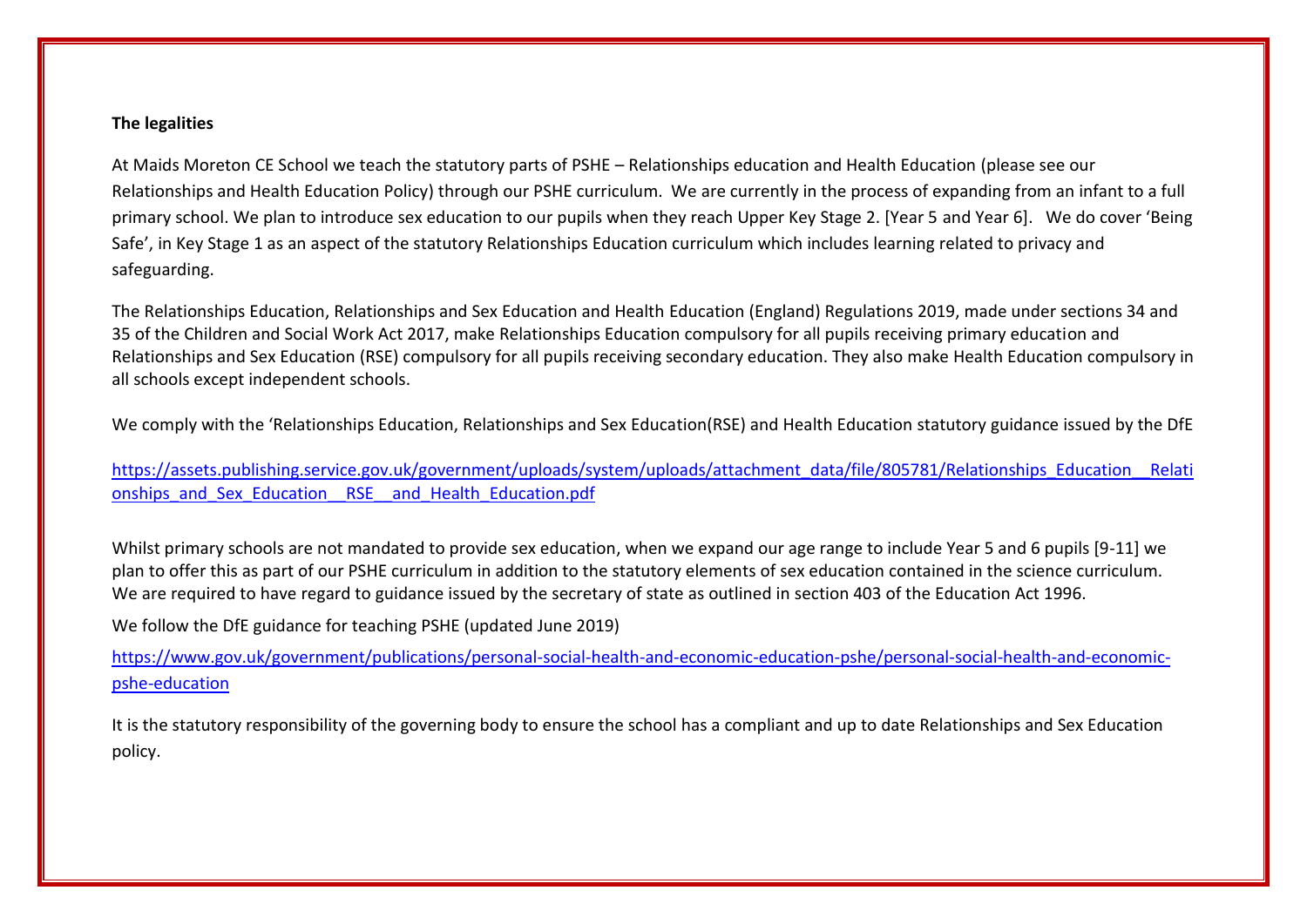**The legalities**

At Maids Moreton CE School we teach the statutory parts of PSHE – Relationships education and Health Education (please see our Relationships and Health Education Policy) through our PSHE curriculum. We are currently in the process of expanding from an infant to a full primary school. We plan to introduce sex education to our pupils when they reach Upper Key Stage 2. [Year 5 and Year 6]. We do cover 'Being Safe', in Key Stage 1 as an aspect of the statutory Relationships Education curriculum which includes learning related to privacy and safeguarding.

The Relationships Education, Relationships and Sex Education and Health Education (England) Regulations 2019, made under sections 34 and 35 of the Children and Social Work Act 2017, make Relationships Education compulsory for all pupils receiving primary education and Relationships and Sex Education (RSE) compulsory for all pupils receiving secondary education. They also make Health Education compulsory in all schools except independent schools.

We comply with the 'Relationships Education, Relationships and Sex Education(RSE) and Health Education statutory guidance issued by the DfE

https://assets.publishing.service.gov.uk/government/uploads/system/uploads/attachment_data/file/805781/Relationships_Education__Relationships_and_Sex_Education__RSE__and_Health_Education.pdf

Whilst primary schools are not mandated to provide sex education, when we expand our age range to include Year 5 and 6 pupils [9-11] we plan to offer this as part of our PSHE curriculum in addition to the statutory elements of sex education contained in the science curriculum. We are required to have regard to guidance issued by the secretary of state as outlined in section 403 of the Education Act 1996.

We follow the DfE guidance for teaching PSHE (updated June 2019)

https://www.gov.uk/government/publications/personal-social-health-and-economic-education-pshe/personal-social-health-and-economic-pshe-education

It is the statutory responsibility of the governing body to ensure the school has a compliant and up to date Relationships and Sex Education policy.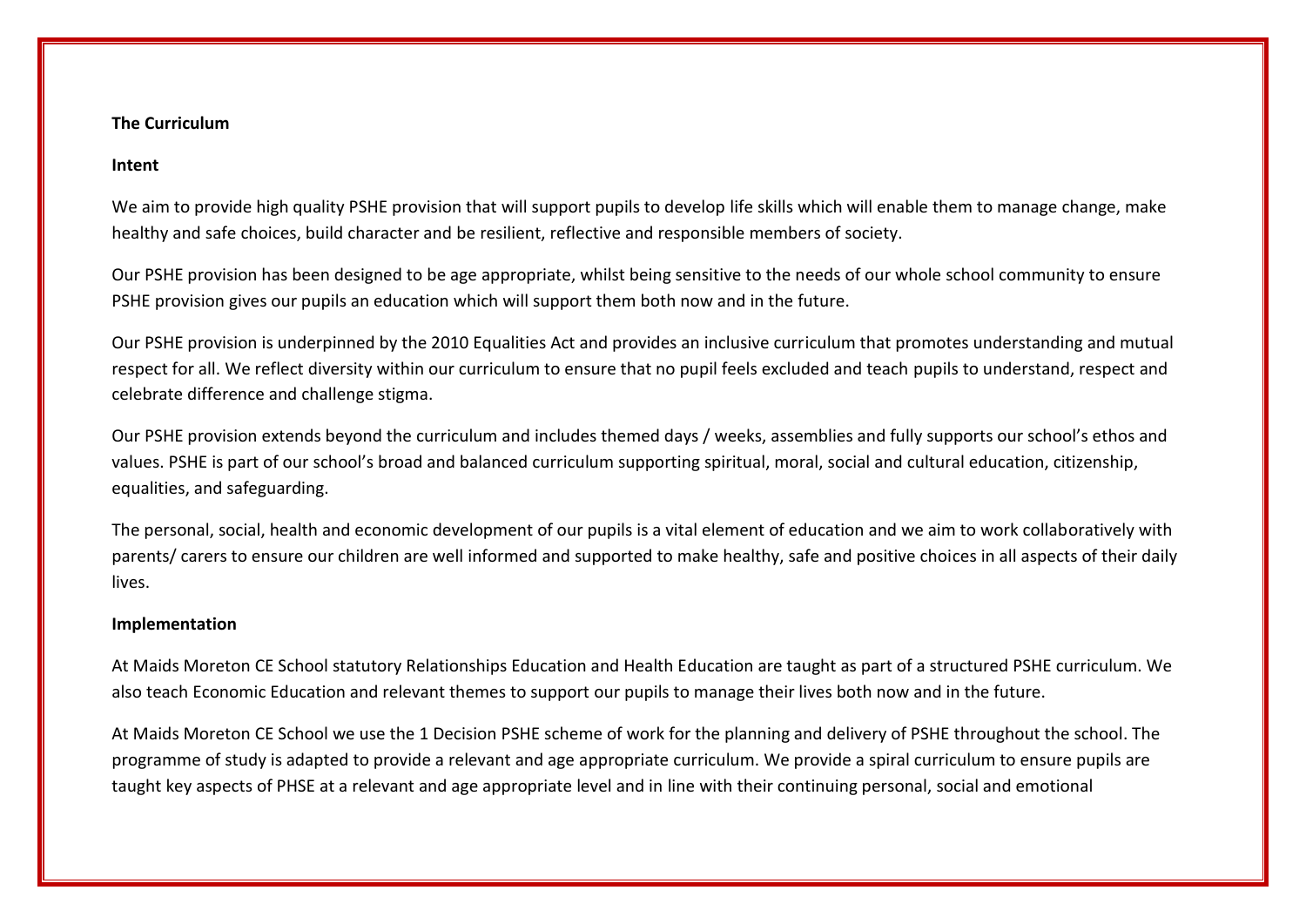**The Curriculum**

**Intent**

We aim to provide high quality PSHE provision that will support pupils to develop life skills which will enable them to manage change, make healthy and safe choices, build character and be resilient, reflective and responsible members of society.

Our PSHE provision has been designed to be age appropriate, whilst being sensitive to the needs of our whole school community to ensure PSHE provision gives our pupils an education which will support them both now and in the future.

Our PSHE provision is underpinned by the 2010 Equalities Act and provides an inclusive curriculum that promotes understanding and mutual respect for all. We reflect diversity within our curriculum to ensure that no pupil feels excluded and teach pupils to understand, respect and celebrate difference and challenge stigma.

Our PSHE provision extends beyond the curriculum and includes themed days / weeks, assemblies and fully supports our school's ethos and values. PSHE is part of our school's broad and balanced curriculum supporting spiritual, moral, social and cultural education, citizenship, equalities, and safeguarding.

The personal, social, health and economic development of our pupils is a vital element of education and we aim to work collaboratively with parents/ carers to ensure our children are well informed and supported to make healthy, safe and positive choices in all aspects of their daily lives.

**Implementation**

At Maids Moreton CE School statutory Relationships Education and Health Education are taught as part of a structured PSHE curriculum. We also teach Economic Education and relevant themes to support our pupils to manage their lives both now and in the future.

At Maids Moreton CE School we use the 1 Decision PSHE scheme of work for the planning and delivery of PSHE throughout the school. The programme of study is adapted to provide a relevant and age appropriate curriculum. We provide a spiral curriculum to ensure pupils are taught key aspects of PHSE at a relevant and age appropriate level and in line with their continuing personal, social and emotional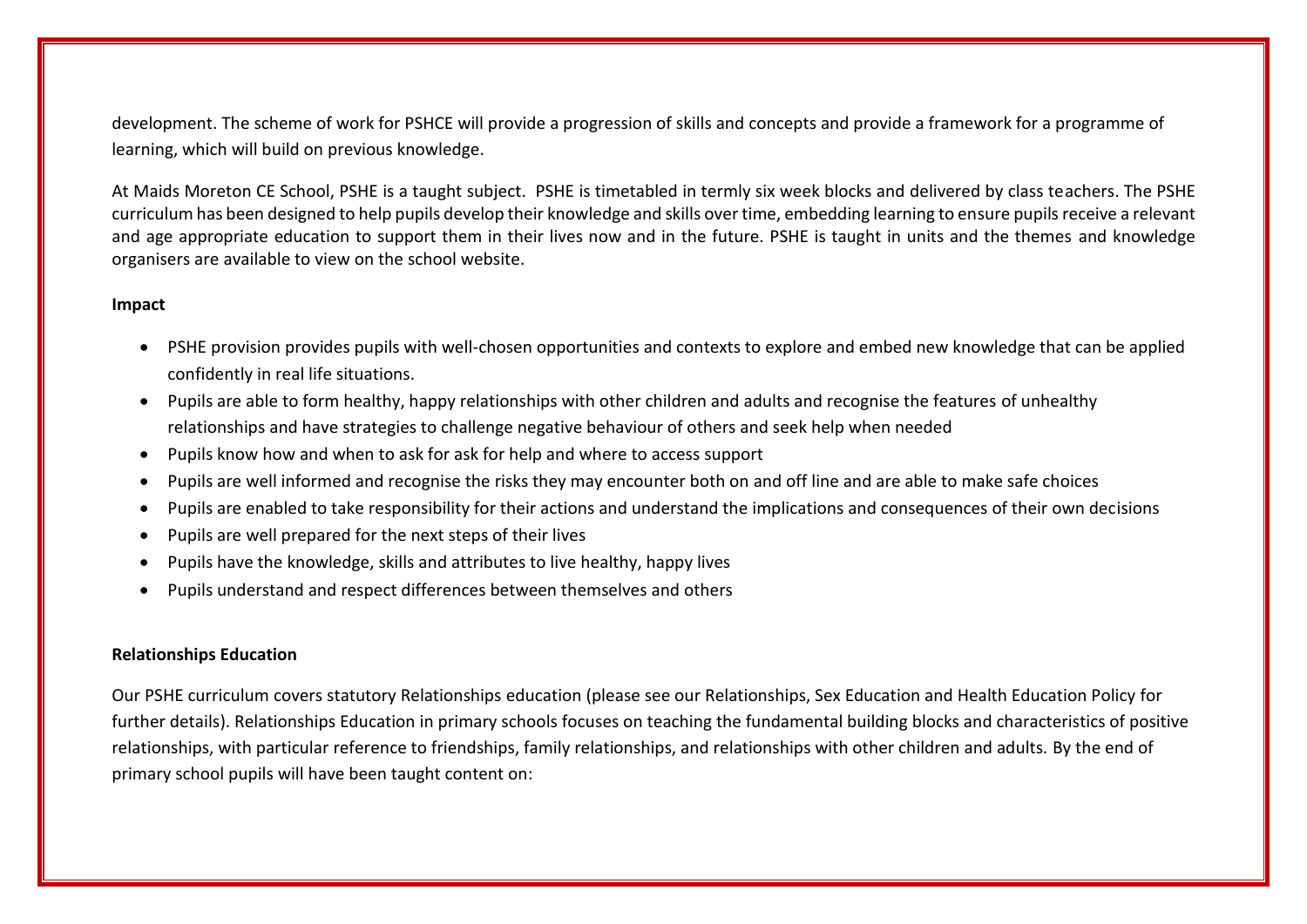development. The scheme of work for PSHCE will provide a progression of skills and concepts and provide a framework for a programme of learning, which will build on previous knowledge.

At Maids Moreton CE School, PSHE is a taught subject. PSHE is timetabled in termly six week blocks and delivered by class teachers. The PSHE curriculum has been designed to help pupils develop their knowledge and skills over time, embedding learning to ensure pupils receive a relevant and age appropriate education to support them in their lives now and in the future. PSHE is taught in units and the themes and knowledge organisers are available to view on the school website.

**Impact**

- PSHE provision provides pupils with well-chosen opportunities and contexts to explore and embed new knowledge that can be applied confidently in real life situations.
- Pupils are able to form healthy, happy relationships with other children and adults and recognise the features of unhealthy relationships and have strategies to challenge negative behaviour of others and seek help when needed
- Pupils know how and when to ask for ask for help and where to access support
- Pupils are well informed and recognise the risks they may encounter both on and off line and are able to make safe choices
- Pupils are enabled to take responsibility for their actions and understand the implications and consequences of their own decisions
- Pupils are well prepared for the next steps of their lives
- Pupils have the knowledge, skills and attributes to live healthy, happy lives
- Pupils understand and respect differences between themselves and others

**Relationships Education**

Our PSHE curriculum covers statutory Relationships education (please see our Relationships, Sex Education and Health Education Policy for further details). Relationships Education in primary schools focuses on teaching the fundamental building blocks and characteristics of positive relationships, with particular reference to friendships, family relationships, and relationships with other children and adults. By the end of primary school pupils will have been taught content on: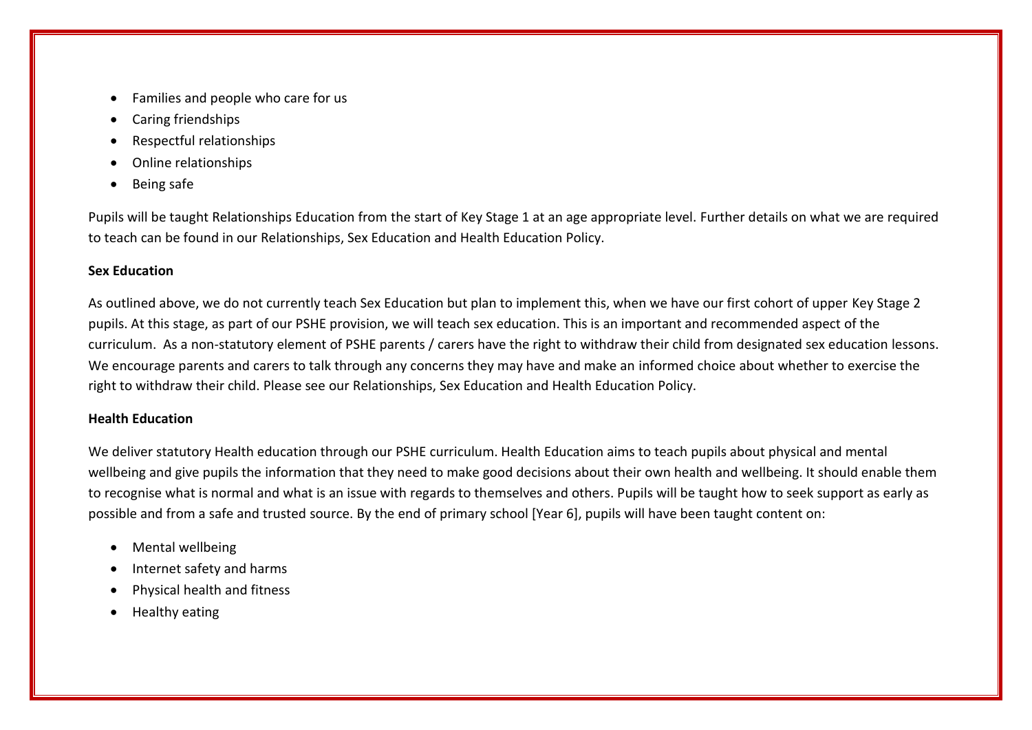- Families and people who care for us
- Caring friendships
- Respectful relationships
- Online relationships
- Being safe

Pupils will be taught Relationships Education from the start of Key Stage 1 at an age appropriate level. Further details on what we are required to teach can be found in our Relationships, Sex Education and Health Education Policy.

**Sex Education**

As outlined above, we do not currently teach Sex Education but plan to implement this, when we have our first cohort of upper Key Stage 2 pupils. At this stage, as part of our PSHE provision, we will teach sex education. This is an important and recommended aspect of the curriculum. As a non-statutory element of PSHE parents / carers have the right to withdraw their child from designated sex education lessons. We encourage parents and carers to talk through any concerns they may have and make an informed choice about whether to exercise the right to withdraw their child. Please see our Relationships, Sex Education and Health Education Policy.

**Health Education**

We deliver statutory Health education through our PSHE curriculum. Health Education aims to teach pupils about physical and mental wellbeing and give pupils the information that they need to make good decisions about their own health and wellbeing. It should enable them to recognise what is normal and what is an issue with regards to themselves and others. Pupils will be taught how to seek support as early as possible and from a safe and trusted source. By the end of primary school [Year 6], pupils will have been taught content on:

- Mental wellbeing
- Internet safety and harms
- Physical health and fitness
- Healthy eating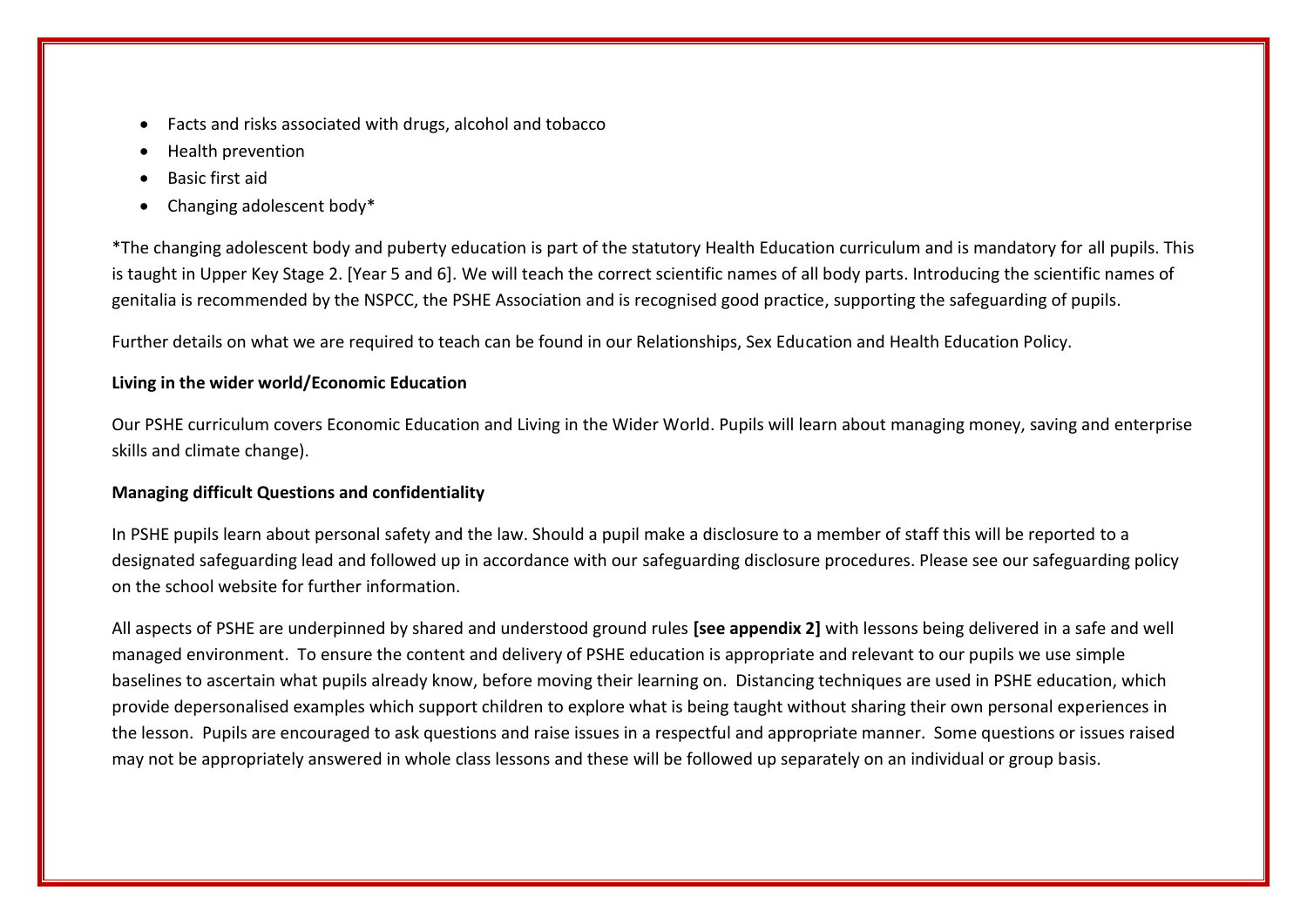- Facts and risks associated with drugs, alcohol and tobacco
- Health prevention
- Basic first aid
- Changing adolescent body*

*The changing adolescent body and puberty education is part of the statutory Health Education curriculum and is mandatory for all pupils. This is taught in Upper Key Stage 2. [Year 5 and 6]. We will teach the correct scientific names of all body parts. Introducing the scientific names of genitalia is recommended by the NSPCC, the PSHE Association and is recognised good practice, supporting the safeguarding of pupils.

Further details on what we are required to teach can be found in our Relationships, Sex Education and Health Education Policy.

**Living in the wider world/Economic Education**

Our PSHE curriculum covers Economic Education and Living in the Wider World. Pupils will learn about managing money, saving and enterprise skills and climate change).

**Managing difficult Questions and confidentiality**

In PSHE pupils learn about personal safety and the law. Should a pupil make a disclosure to a member of staff this will be reported to a designated safeguarding lead and followed up in accordance with our safeguarding disclosure procedures. Please see our safeguarding policy on the school website for further information.

All aspects of PSHE are underpinned by shared and understood ground rules **[see appendix 2]** with lessons being delivered in a safe and well managed environment. To ensure the content and delivery of PSHE education is appropriate and relevant to our pupils we use simple baselines to ascertain what pupils already know, before moving their learning on. Distancing techniques are used in PSHE education, which provide depersonalised examples which support children to explore what is being taught without sharing their own personal experiences in the lesson. Pupils are encouraged to ask questions and raise issues in a respectful and appropriate manner. Some questions or issues raised may not be appropriately answered in whole class lessons and these will be followed up separately on an individual or group basis.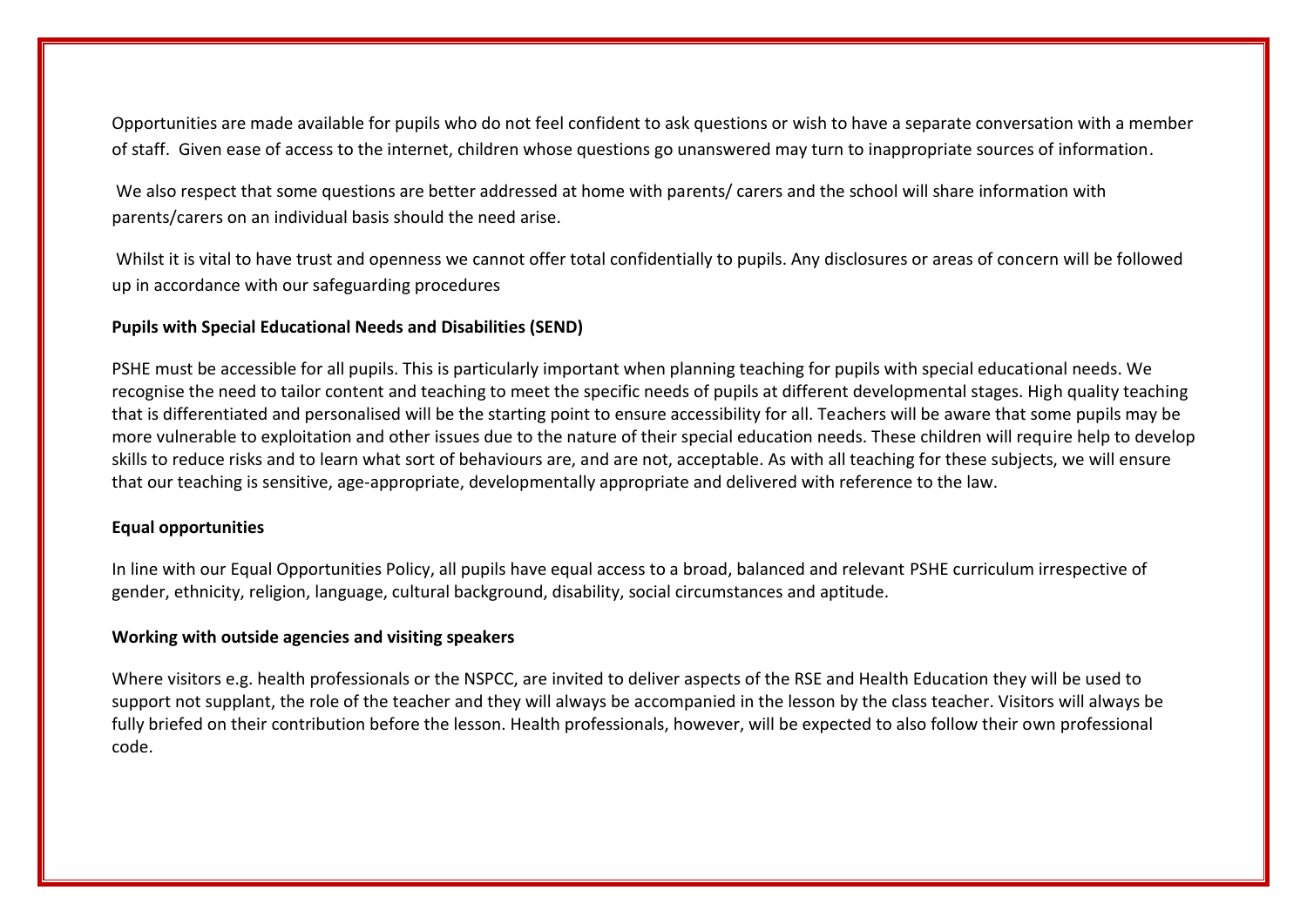Opportunities are made available for pupils who do not feel confident to ask questions or wish to have a separate conversation with a member of staff. Given ease of access to the internet, children whose questions go unanswered may turn to inappropriate sources of information.

We also respect that some questions are better addressed at home with parents/ carers and the school will share information with parents/carers on an individual basis should the need arise.

Whilst it is vital to have trust and openness we cannot offer total confidentially to pupils. Any disclosures or areas of concern will be followed up in accordance with our safeguarding procedures

**Pupils with Special Educational Needs and Disabilities (SEND)**

PSHE must be accessible for all pupils. This is particularly important when planning teaching for pupils with special educational needs. We recognise the need to tailor content and teaching to meet the specific needs of pupils at different developmental stages. High quality teaching that is differentiated and personalised will be the starting point to ensure accessibility for all. Teachers will be aware that some pupils may be more vulnerable to exploitation and other issues due to the nature of their special education needs. These children will require help to develop skills to reduce risks and to learn what sort of behaviours are, and are not, acceptable. As with all teaching for these subjects, we will ensure that our teaching is sensitive, age-appropriate, developmentally appropriate and delivered with reference to the law.

**Equal opportunities**

In line with our Equal Opportunities Policy, all pupils have equal access to a broad, balanced and relevant PSHE curriculum irrespective of gender, ethnicity, religion, language, cultural background, disability, social circumstances and aptitude.

**Working with outside agencies and visiting speakers**

Where visitors e.g. health professionals or the NSPCC, are invited to deliver aspects of the RSE and Health Education they will be used to support not supplant, the role of the teacher and they will always be accompanied in the lesson by the class teacher. Visitors will always be fully briefed on their contribution before the lesson. Health professionals, however, will be expected to also follow their own professional code.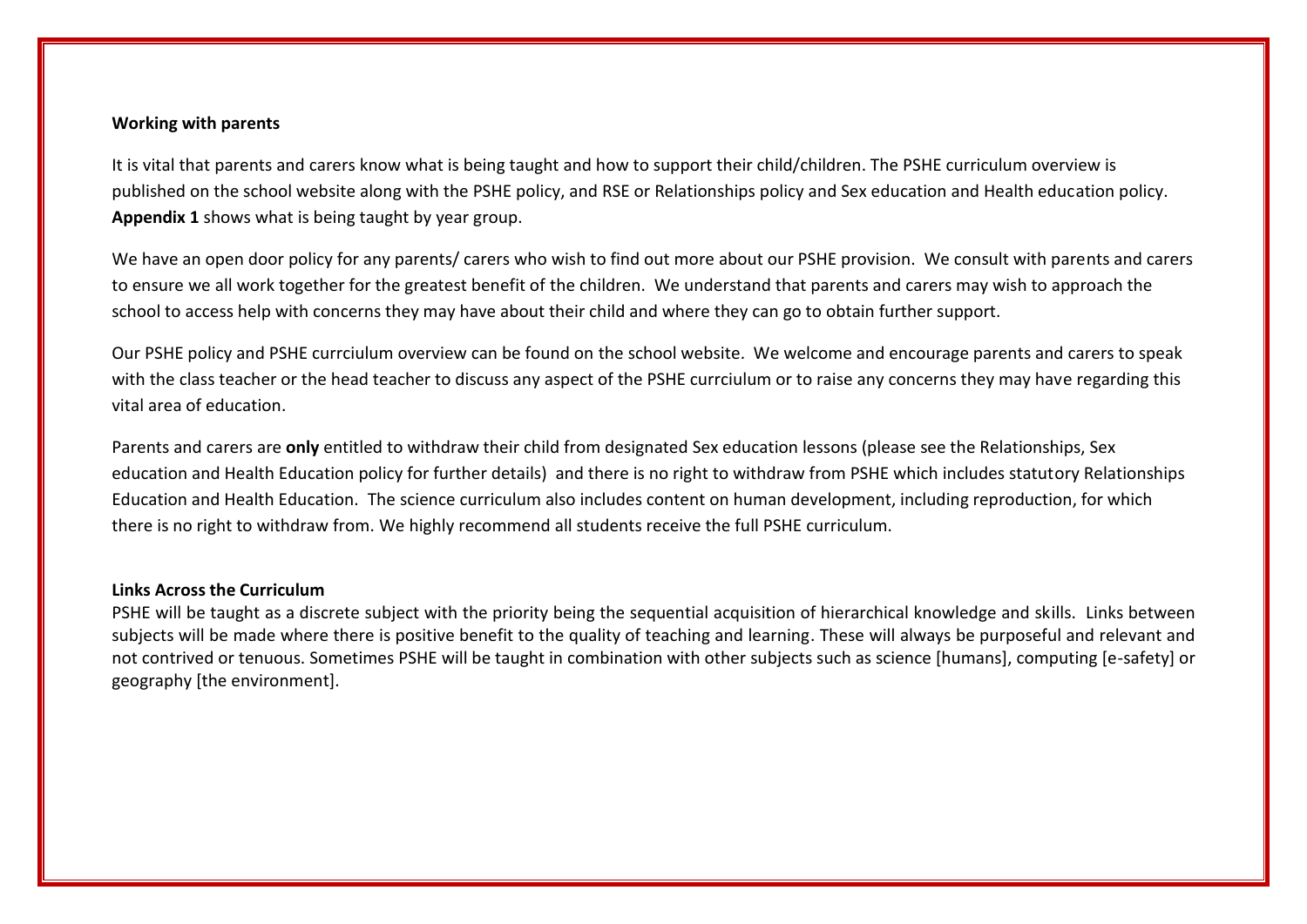**Working with parents**

It is vital that parents and carers know what is being taught and how to support their child/children. The PSHE curriculum overview is published on the school website along with the PSHE policy, and RSE or Relationships policy and Sex education and Health education policy. **Appendix 1** shows what is being taught by year group.

We have an open door policy for any parents/ carers who wish to find out more about our PSHE provision. We consult with parents and carers to ensure we all work together for the greatest benefit of the children. We understand that parents and carers may wish to approach the school to access help with concerns they may have about their child and where they can go to obtain further support.

Our PSHE policy and PSHE currciulum overview can be found on the school website. We welcome and encourage parents and carers to speak with the class teacher or the head teacher to discuss any aspect of the PSHE currciulum or to raise any concerns they may have regarding this vital area of education.

Parents and carers are **only** entitled to withdraw their child from designated Sex education lessons (please see the Relationships, Sex education and Health Education policy for further details) and there is no right to withdraw from PSHE which includes statutory Relationships Education and Health Education. The science curriculum also includes content on human development, including reproduction, for which there is no right to withdraw from. We highly recommend all students receive the full PSHE curriculum.

**Links Across the Curriculum**

PSHE will be taught as a discrete subject with the priority being the sequential acquisition of hierarchical knowledge and skills. Links between subjects will be made where there is positive benefit to the quality of teaching and learning. These will always be purposeful and relevant and not contrived or tenuous. Sometimes PSHE will be taught in combination with other subjects such as science [humans], computing [e-safety] or geography [the environment].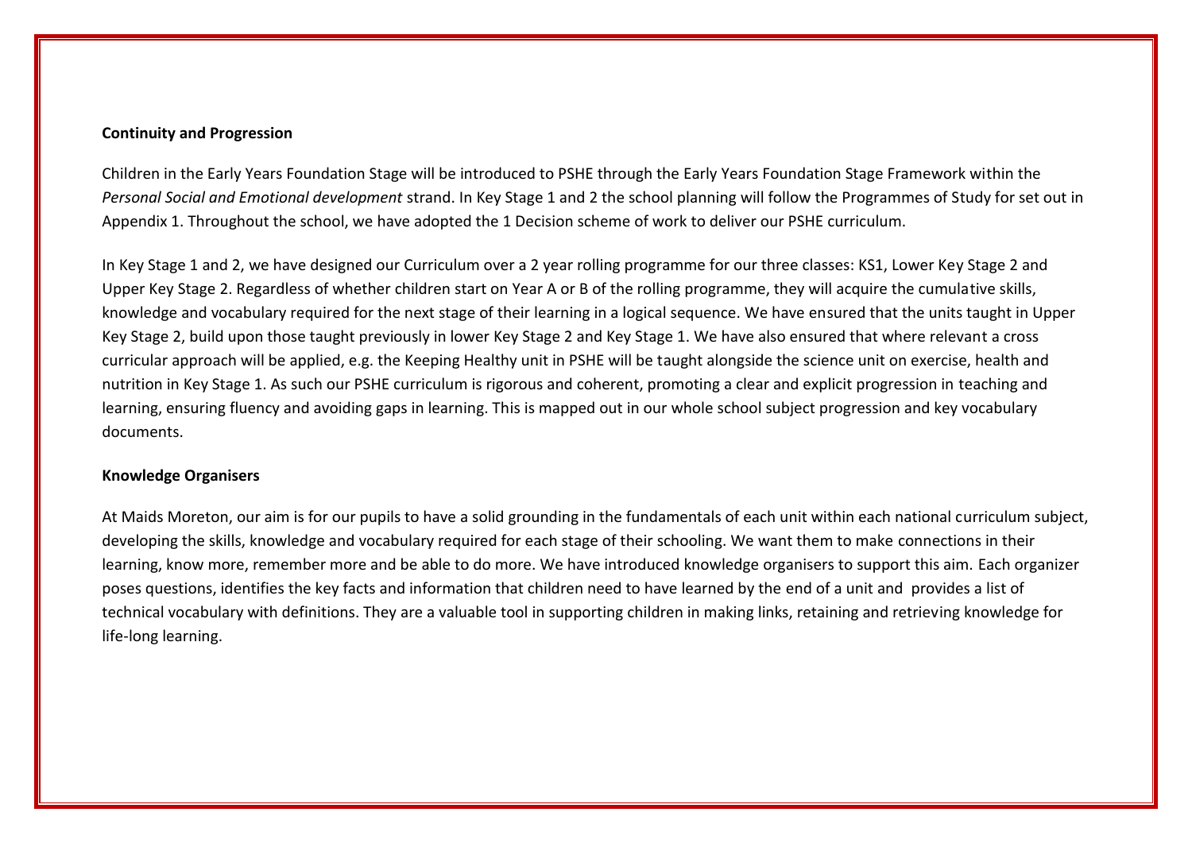**Continuity and Progression**

Children in the Early Years Foundation Stage will be introduced to PSHE through the Early Years Foundation Stage Framework within the *Personal Social and Emotional development* strand. In Key Stage 1 and 2 the school planning will follow the Programmes of Study for set out in Appendix 1. Throughout the school, we have adopted the 1 Decision scheme of work to deliver our PSHE curriculum.

In Key Stage 1 and 2, we have designed our Curriculum over a 2 year rolling programme for our three classes: KS1, Lower Key Stage 2 and Upper Key Stage 2. Regardless of whether children start on Year A or B of the rolling programme, they will acquire the cumulative skills, knowledge and vocabulary required for the next stage of their learning in a logical sequence. We have ensured that the units taught in Upper Key Stage 2, build upon those taught previously in lower Key Stage 2 and Key Stage 1. We have also ensured that where relevant a cross curricular approach will be applied, e.g. the Keeping Healthy unit in PSHE will be taught alongside the science unit on exercise, health and nutrition in Key Stage 1. As such our PSHE curriculum is rigorous and coherent, promoting a clear and explicit progression in teaching and learning, ensuring fluency and avoiding gaps in learning. This is mapped out in our whole school subject progression and key vocabulary documents.

**Knowledge Organisers**

At Maids Moreton, our aim is for our pupils to have a solid grounding in the fundamentals of each unit within each national curriculum subject, developing the skills, knowledge and vocabulary required for each stage of their schooling. We want them to make connections in their learning, know more, remember more and be able to do more. We have introduced knowledge organisers to support this aim. Each organizer poses questions, identifies the key facts and information that children need to have learned by the end of a unit and provides a list of technical vocabulary with definitions. They are a valuable tool in supporting children in making links, retaining and retrieving knowledge for life-long learning.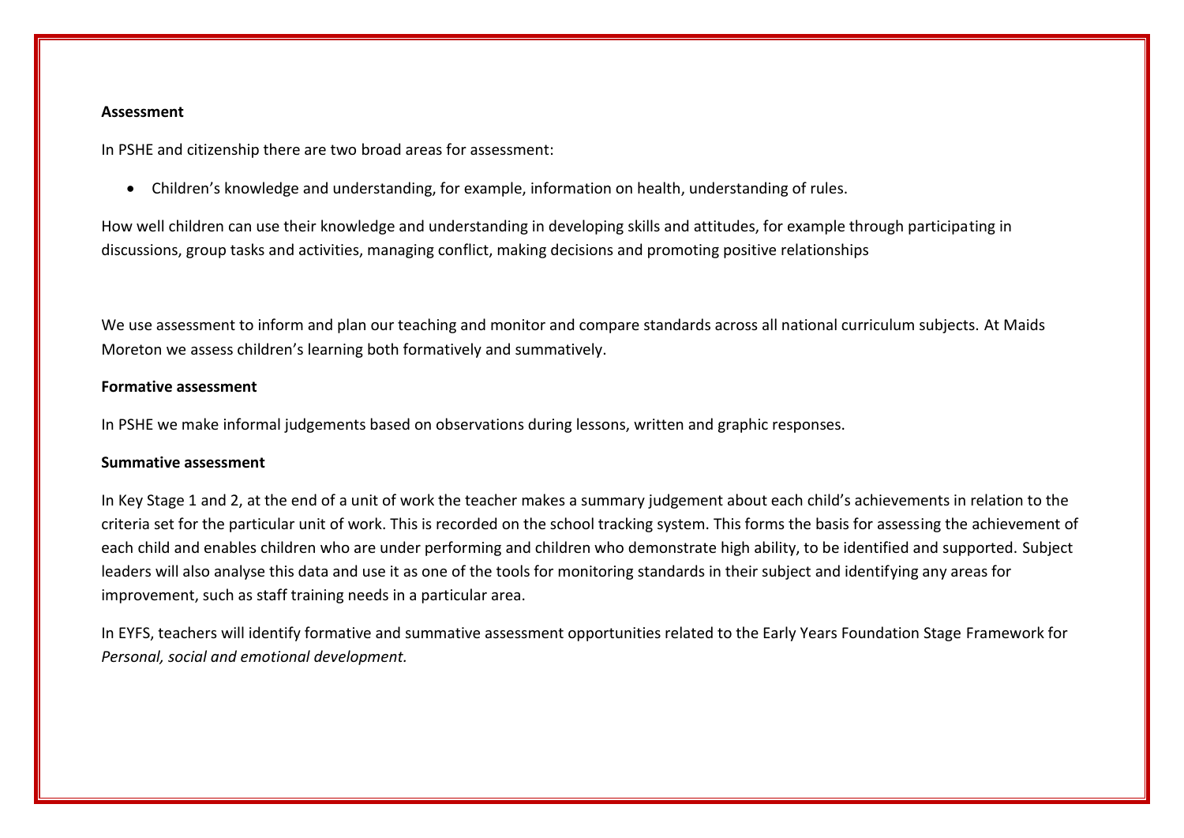**Assessment**

In PSHE and citizenship there are two broad areas for assessment:

- Children's knowledge and understanding, for example, information on health, understanding of rules.

How well children can use their knowledge and understanding in developing skills and attitudes, for example through participating in discussions, group tasks and activities, managing conflict, making decisions and promoting positive relationships

We use assessment to inform and plan our teaching and monitor and compare standards across all national curriculum subjects. At Maids Moreton we assess children's learning both formatively and summatively.

**Formative assessment**

In PSHE we make informal judgements based on observations during lessons, written and graphic responses.

**Summative assessment**

In Key Stage 1 and 2, at the end of a unit of work the teacher makes a summary judgement about each child's achievements in relation to the criteria set for the particular unit of work. This is recorded on the school tracking system. This forms the basis for assessing the achievement of each child and enables children who are under performing and children who demonstrate high ability, to be identified and supported. Subject leaders will also analyse this data and use it as one of the tools for monitoring standards in their subject and identifying any areas for improvement, such as staff training needs in a particular area.

In EYFS, teachers will identify formative and summative assessment opportunities related to the Early Years Foundation Stage Framework for *Personal, social and emotional development.*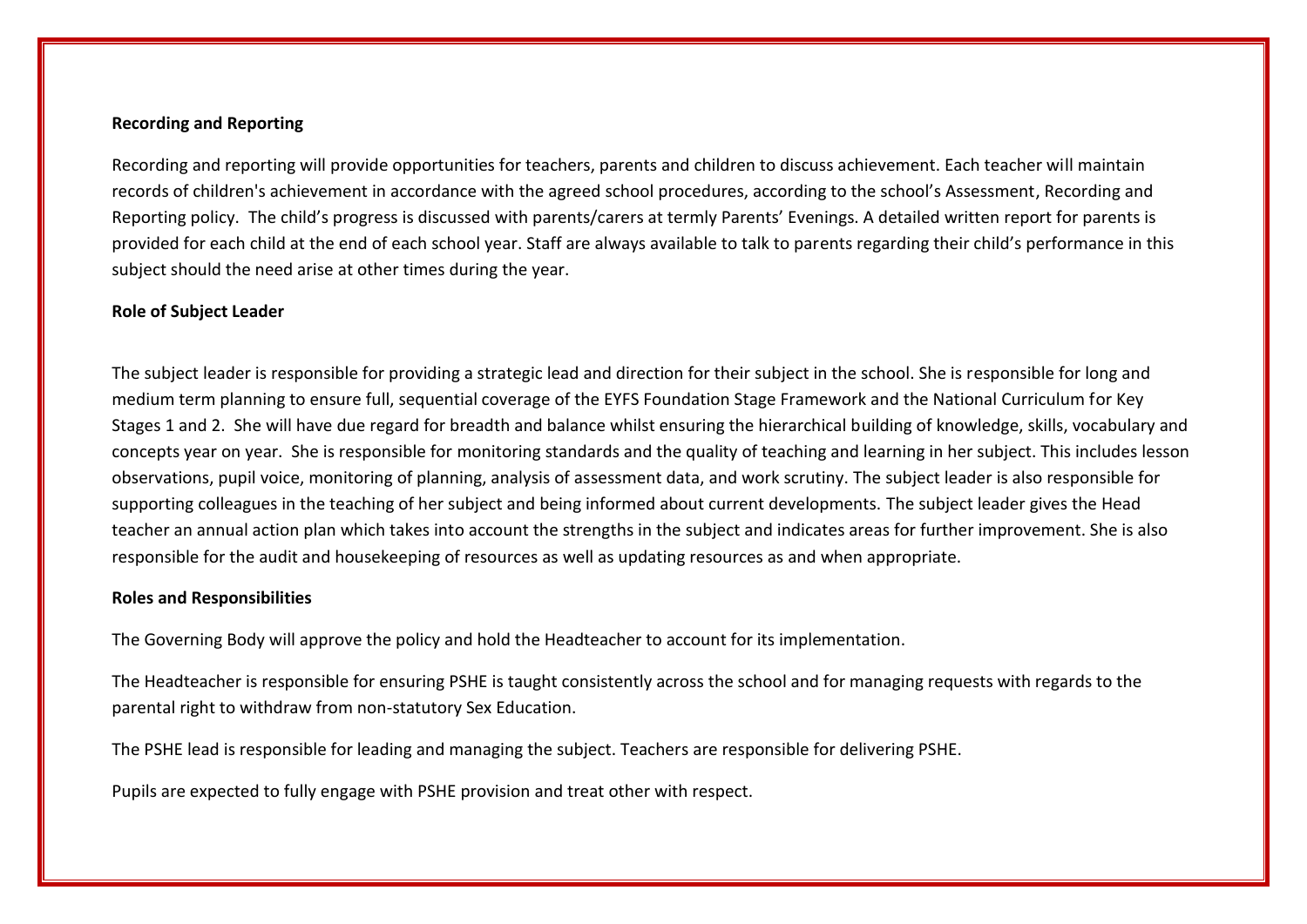**Recording and Reporting**

Recording and reporting will provide opportunities for teachers, parents and children to discuss achievement. Each teacher will maintain records of children's achievement in accordance with the agreed school procedures, according to the school's Assessment, Recording and Reporting policy. The child's progress is discussed with parents/carers at termly Parents' Evenings. A detailed written report for parents is provided for each child at the end of each school year. Staff are always available to talk to parents regarding their child's performance in this subject should the need arise at other times during the year.

**Role of Subject Leader**

The subject leader is responsible for providing a strategic lead and direction for their subject in the school. She is responsible for long and medium term planning to ensure full, sequential coverage of the EYFS Foundation Stage Framework and the National Curriculum for Key Stages 1 and 2. She will have due regard for breadth and balance whilst ensuring the hierarchical building of knowledge, skills, vocabulary and concepts year on year. She is responsible for monitoring standards and the quality of teaching and learning in her subject. This includes lesson observations, pupil voice, monitoring of planning, analysis of assessment data, and work scrutiny. The subject leader is also responsible for supporting colleagues in the teaching of her subject and being informed about current developments. The subject leader gives the Head teacher an annual action plan which takes into account the strengths in the subject and indicates areas for further improvement. She is also responsible for the audit and housekeeping of resources as well as updating resources as and when appropriate.

**Roles and Responsibilities**

The Governing Body will approve the policy and hold the Headteacher to account for its implementation.

The Headteacher is responsible for ensuring PSHE is taught consistently across the school and for managing requests with regards to the parental right to withdraw from non-statutory Sex Education.

The PSHE lead is responsible for leading and managing the subject. Teachers are responsible for delivering PSHE.

Pupils are expected to fully engage with PSHE provision and treat other with respect.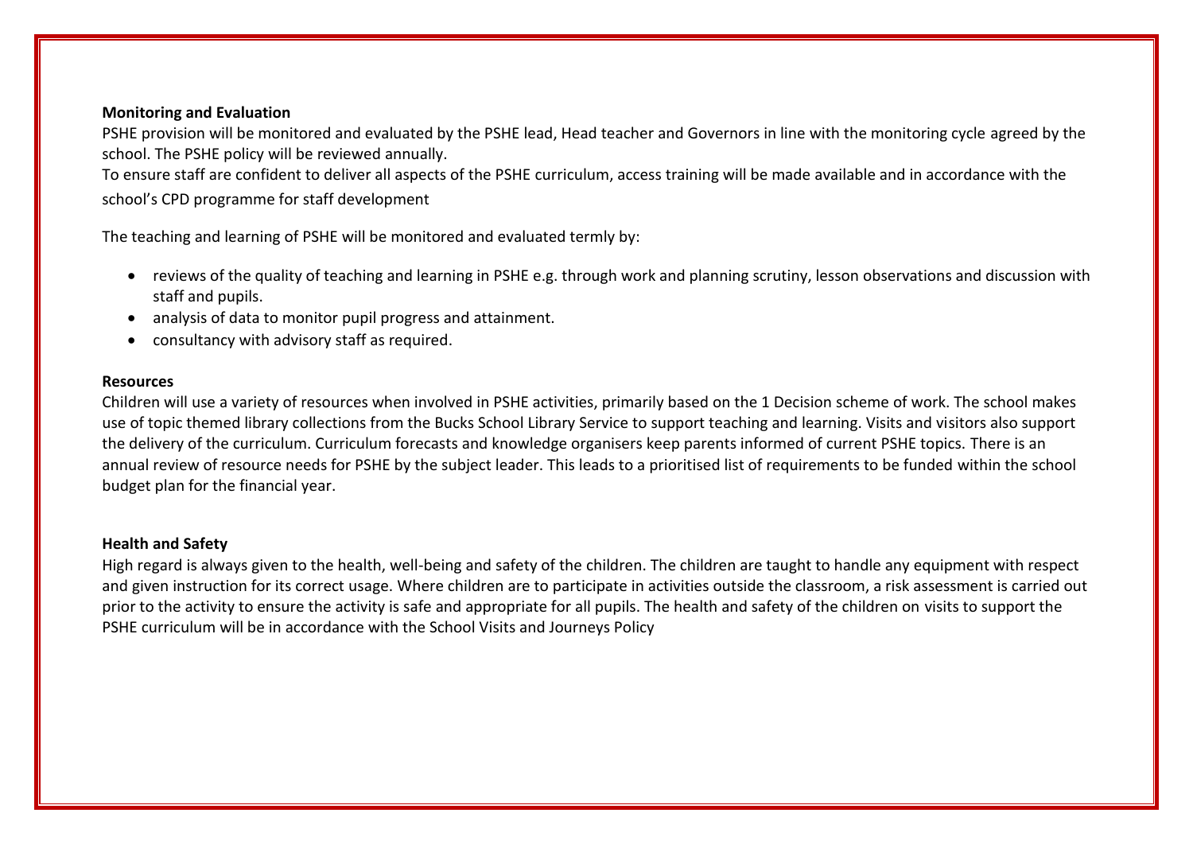**Monitoring and Evaluation**

PSHE provision will be monitored and evaluated by the PSHE lead, Head teacher and Governors in line with the monitoring cycle agreed by the school. The PSHE policy will be reviewed annually.

To ensure staff are confident to deliver all aspects of the PSHE curriculum, access training will be made available and in accordance with the school's CPD programme for staff development

The teaching and learning of PSHE will be monitored and evaluated termly by:

- reviews of the quality of teaching and learning in PSHE e.g. through work and planning scrutiny, lesson observations and discussion with staff and pupils.
- analysis of data to monitor pupil progress and attainment.
- consultancy with advisory staff as required.

**Resources**

Children will use a variety of resources when involved in PSHE activities, primarily based on the 1 Decision scheme of work. The school makes use of topic themed library collections from the Bucks School Library Service to support teaching and learning. Visits and visitors also support the delivery of the curriculum. Curriculum forecasts and knowledge organisers keep parents informed of current PSHE topics. There is an annual review of resource needs for PSHE by the subject leader. This leads to a prioritised list of requirements to be funded within the school budget plan for the financial year.

**Health and Safety**

High regard is always given to the health, well-being and safety of the children. The children are taught to handle any equipment with respect and given instruction for its correct usage. Where children are to participate in activities outside the classroom, a risk assessment is carried out prior to the activity to ensure the activity is safe and appropriate for all pupils. The health and safety of the children on visits to support the PSHE curriculum will be in accordance with the School Visits and Journeys Policy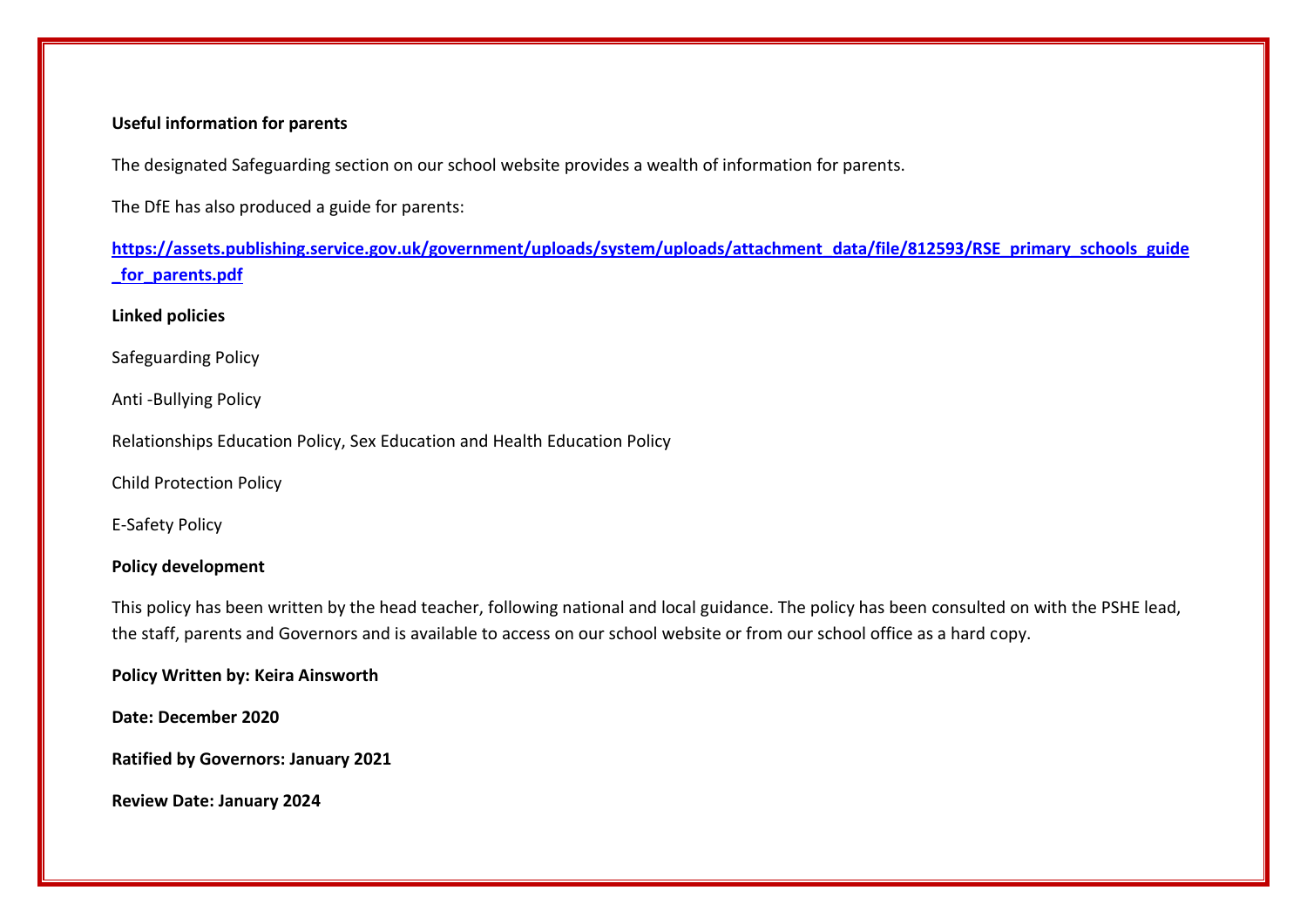**Useful information for parents**

The designated Safeguarding section on our school website provides a wealth of information for parents.

The DfE has also produced a guide for parents:

**https://assets.publishing.service.gov.uk/government/uploads/system/uploads/attachment_data/file/812593/RSE_primary_schools_guide_for_parents.pdf**

**Linked policies**

Safeguarding Policy

Anti -Bullying Policy

Relationships Education Policy, Sex Education and Health Education Policy

Child Protection Policy

E-Safety Policy

**Policy development**

This policy has been written by the head teacher, following national and local guidance. The policy has been consulted on with the PSHE lead, the staff, parents and Governors and is available to access on our school website or from our school office as a hard copy.

**Policy Written by: Keira Ainsworth**

**Date: December 2020**

**Ratified by Governors: January 2021**

**Review Date: January 2024**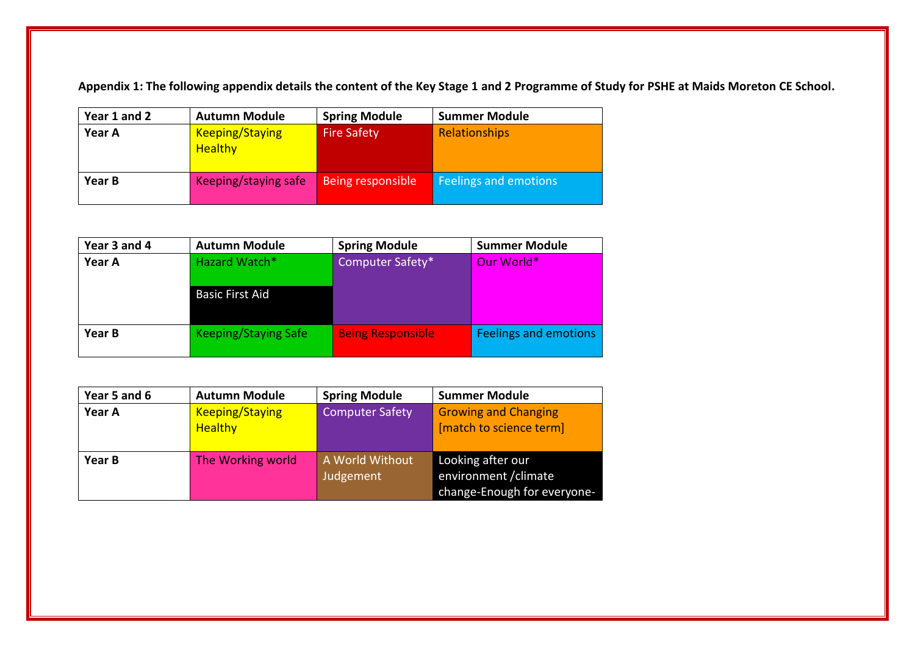**Appendix 1: The following appendix details the content of the Key Stage 1 and 2 Programme of Study for PSHE at Maids Moreton CE School.**

| Year 1 and 2 | Autumn Module | Spring Module | Summer Module |
|---|---|---|---|
| **Year A** | Keeping/Staying Healthy | Fire Safety | Relationships |
| **Year B** | Keeping/staying safe | Being responsible | Feelings and emotions |

| Year 3 and 4 | Autumn Module | Spring Module | Summer Module |
|---|---|---|---|
| **Year A** | Hazard Watch*<br>Basic First Aid | Computer Safety* | Our World* |
| **Year B** | Keeping/Staying Safe | Being Responsible | Feelings and emotions |

| Year 5 and 6 | Autumn Module | Spring Module | Summer Module |
|---|---|---|---|
| **Year A** | Keeping/Staying Healthy | Computer Safety | Growing and Changing [match to science term] |
| **Year B** | The Working world | A World Without Judgement | Looking after our environment /climate change-Enough for everyone- |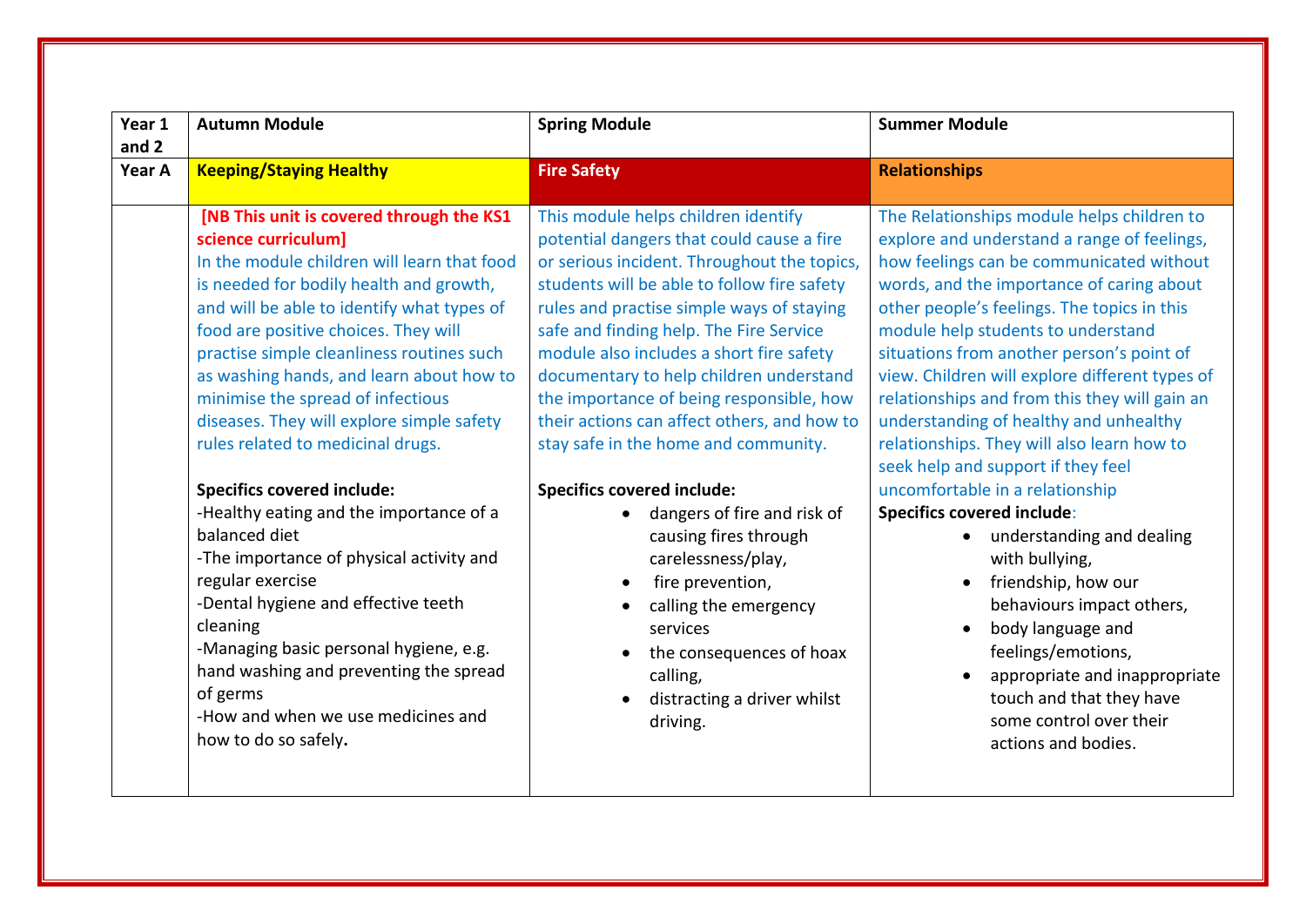| Year 1 and 2 | Autumn Module | Spring Module | Summer Module |
| --- | --- | --- | --- |
| **Year A** | **Keeping/Staying Healthy** | **Fire Safety** | **Relationships** |
| | **[NB This unit is covered through the KS1 science curriculum]**<br>In the module children will learn that food is needed for bodily health and growth, and will be able to identify what types of food are positive choices. They will practise simple cleanliness routines such as washing hands, and learn about how to minimise the spread of infectious diseases. They will explore simple safety rules related to medicinal drugs.<br><br>**Specifics covered include:**<br>-Healthy eating and the importance of a balanced diet<br>-The importance of physical activity and regular exercise<br>-Dental hygiene and effective teeth cleaning<br>-Managing basic personal hygiene, e.g. hand washing and preventing the spread of germs<br>-How and when we use medicines and how to do so safely**.** | This module helps children identify potential dangers that could cause a fire or serious incident. Throughout the topics, students will be able to follow fire safety rules and practise simple ways of staying safe and finding help. The Fire Service module also includes a short fire safety documentary to help children understand the importance of being responsible, how their actions can affect others, and how to stay safe in the home and community.<br><br>**Specifics covered include:**<br>• dangers of fire and risk of causing fires through carelessness/play,<br>• fire prevention,<br>• calling the emergency services<br>• the consequences of hoax calling,<br>• distracting a driver whilst driving. | The Relationships module helps children to explore and understand a range of feelings, how feelings can be communicated without words, and the importance of caring about other people's feelings. The topics in this module help students to understand situations from another person's point of view. Children will explore different types of relationships and from this they will gain an understanding of healthy and unhealthy relationships. They will also learn how to seek help and support if they feel uncomfortable in a relationship<br>**Specifics covered include**:<br>• understanding and dealing with bullying,<br>• friendship, how our behaviours impact others,<br>• body language and feelings/emotions,<br>• appropriate and inappropriate touch and that they have some control over their actions and bodies. |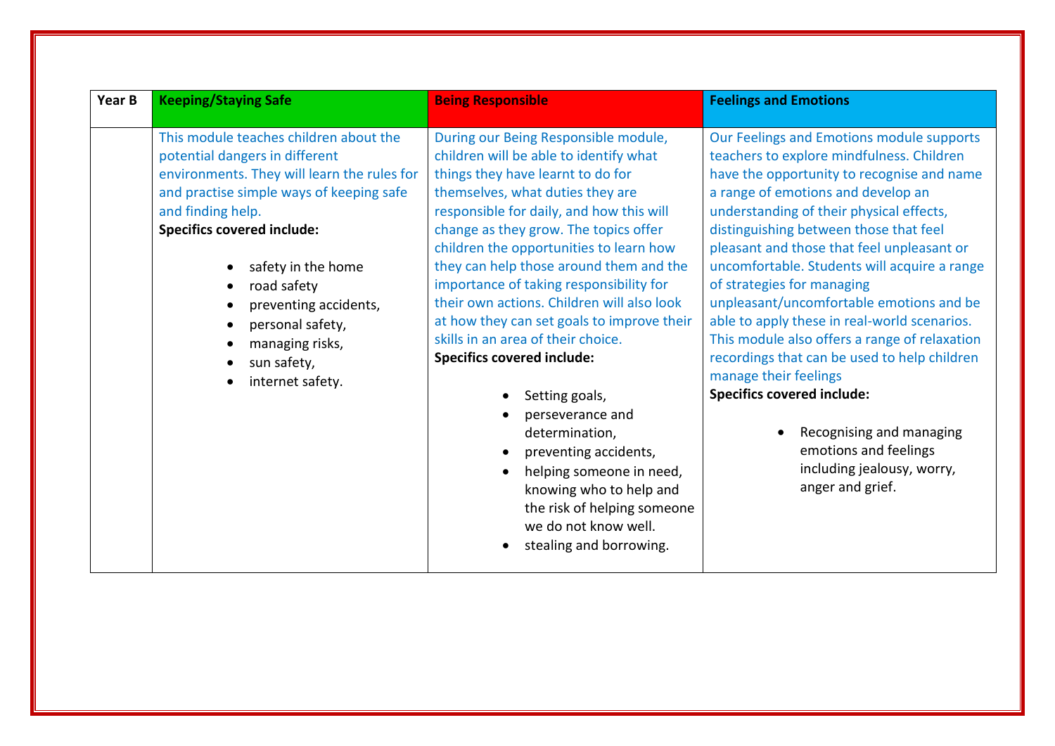| Year B | Keeping/Staying Safe | Being Responsible | Feelings and Emotions |
|---|---|---|---|
| | This module teaches children about the potential dangers in different environments. They will learn the rules for and practise simple ways of keeping safe and finding help.<br>**Specifics covered include:**<br>• safety in the home<br>• road safety<br>• preventing accidents,<br>• personal safety,<br>• managing risks,<br>• sun safety,<br>• internet safety. | During our Being Responsible module, children will be able to identify what things they have learnt to do for themselves, what duties they are responsible for daily, and how this will change as they grow. The topics offer children the opportunities to learn how they can help those around them and the importance of taking responsibility for their own actions. Children will also look at how they can set goals to improve their skills in an area of their choice.<br>**Specifics covered include:**<br>• Setting goals,<br>• perseverance and determination,<br>• preventing accidents,<br>• helping someone in need, knowing who to help and the risk of helping someone we do not know well.<br>• stealing and borrowing. | Our Feelings and Emotions module supports teachers to explore mindfulness. Children have the opportunity to recognise and name a range of emotions and develop an understanding of their physical effects, distinguishing between those that feel pleasant and those that feel unpleasant or uncomfortable. Students will acquire a range of strategies for managing unpleasant/uncomfortable emotions and be able to apply these in real-world scenarios. This module also offers a range of relaxation recordings that can be used to help children manage their feelings<br>**Specifics covered include:**<br>• Recognising and managing emotions and feelings including jealousy, worry, anger and grief. |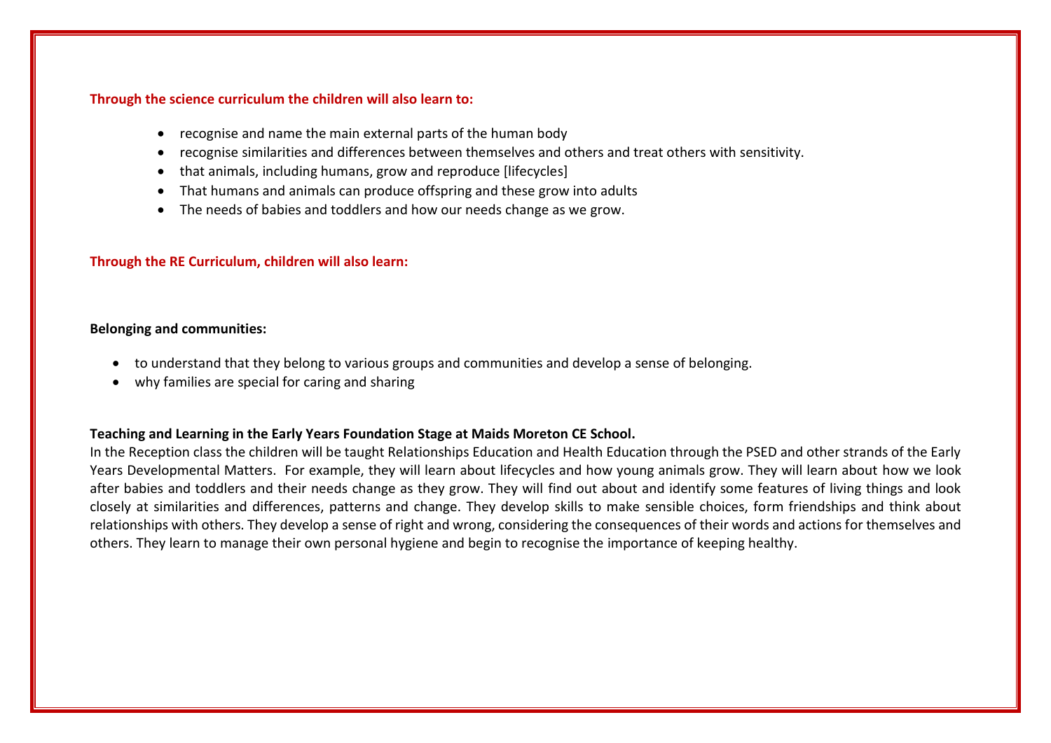**Through the science curriculum the children will also learn to:**

- recognise and name the main external parts of the human body
- recognise similarities and differences between themselves and others and treat others with sensitivity.
- that animals, including humans, grow and reproduce [lifecycles]
- That humans and animals can produce offspring and these grow into adults
- The needs of babies and toddlers and how our needs change as we grow.

**Through the RE Curriculum, children will also learn:**

**Belonging and communities:**

- to understand that they belong to various groups and communities and develop a sense of belonging.
- why families are special for caring and sharing

**Teaching and Learning in the Early Years Foundation Stage at Maids Moreton CE School.**

In the Reception class the children will be taught Relationships Education and Health Education through the PSED and other strands of the Early Years Developmental Matters. For example, they will learn about lifecycles and how young animals grow. They will learn about how we look after babies and toddlers and their needs change as they grow. They will find out about and identify some features of living things and look closely at similarities and differences, patterns and change. They develop skills to make sensible choices, form friendships and think about relationships with others. They develop a sense of right and wrong, considering the consequences of their words and actions for themselves and others. They learn to manage their own personal hygiene and begin to recognise the importance of keeping healthy.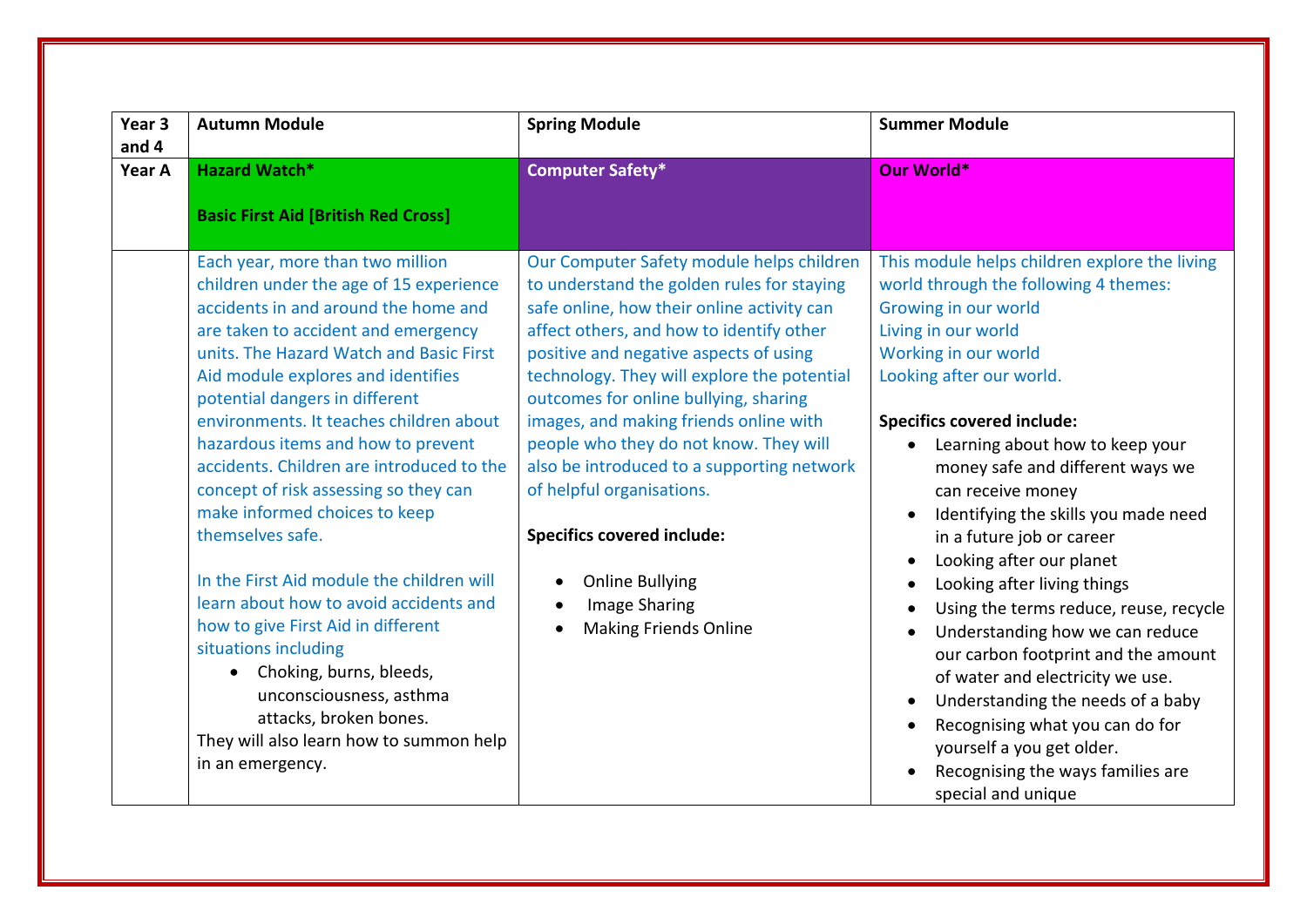| Year 3 and 4 | Autumn Module | Spring Module | Summer Module |
| --- | --- | --- | --- |
| **Year A** | **Hazard Watch*** <br><br> **Basic First Aid [British Red Cross]** | **Computer Safety*** | **Our World*** |
| | Each year, more than two million children under the age of 15 experience accidents in and around the home and are taken to accident and emergency units. The Hazard Watch and Basic First Aid module explores and identifies potential dangers in different environments. It teaches children about hazardous items and how to prevent accidents. Children are introduced to the concept of risk assessing so they can make informed choices to keep themselves safe.<br><br>In the First Aid module the children will learn about how to avoid accidents and how to give First Aid in different situations including<br>• Choking, burns, bleeds, unconsciousness, asthma attacks, broken bones.<br>They will also learn how to summon help in an emergency. | Our Computer Safety module helps children to understand the golden rules for staying safe online, how their online activity can affect others, and how to identify other positive and negative aspects of using technology. They will explore the potential outcomes for online bullying, sharing images, and making friends online with people who they do not know. They will also be introduced to a supporting network of helpful organisations.<br><br>**Specifics covered include:**<br>• Online Bullying<br>• Image Sharing<br>• Making Friends Online | This module helps children explore the living world through the following 4 themes:<br>Growing in our world<br>Living in our world<br>Working in our world<br>Looking after our world.<br><br>**Specifics covered include:**<br>• Learning about how to keep your money safe and different ways we can receive money<br>• Identifying the skills you made need in a future job or career<br>• Looking after our planet<br>• Looking after living things<br>• Using the terms reduce, reuse, recycle<br>• Understanding how we can reduce our carbon footprint and the amount of water and electricity we use.<br>• Understanding the needs of a baby<br>• Recognising what you can do for yourself a you get older.<br>• Recognising the ways families are special and unique |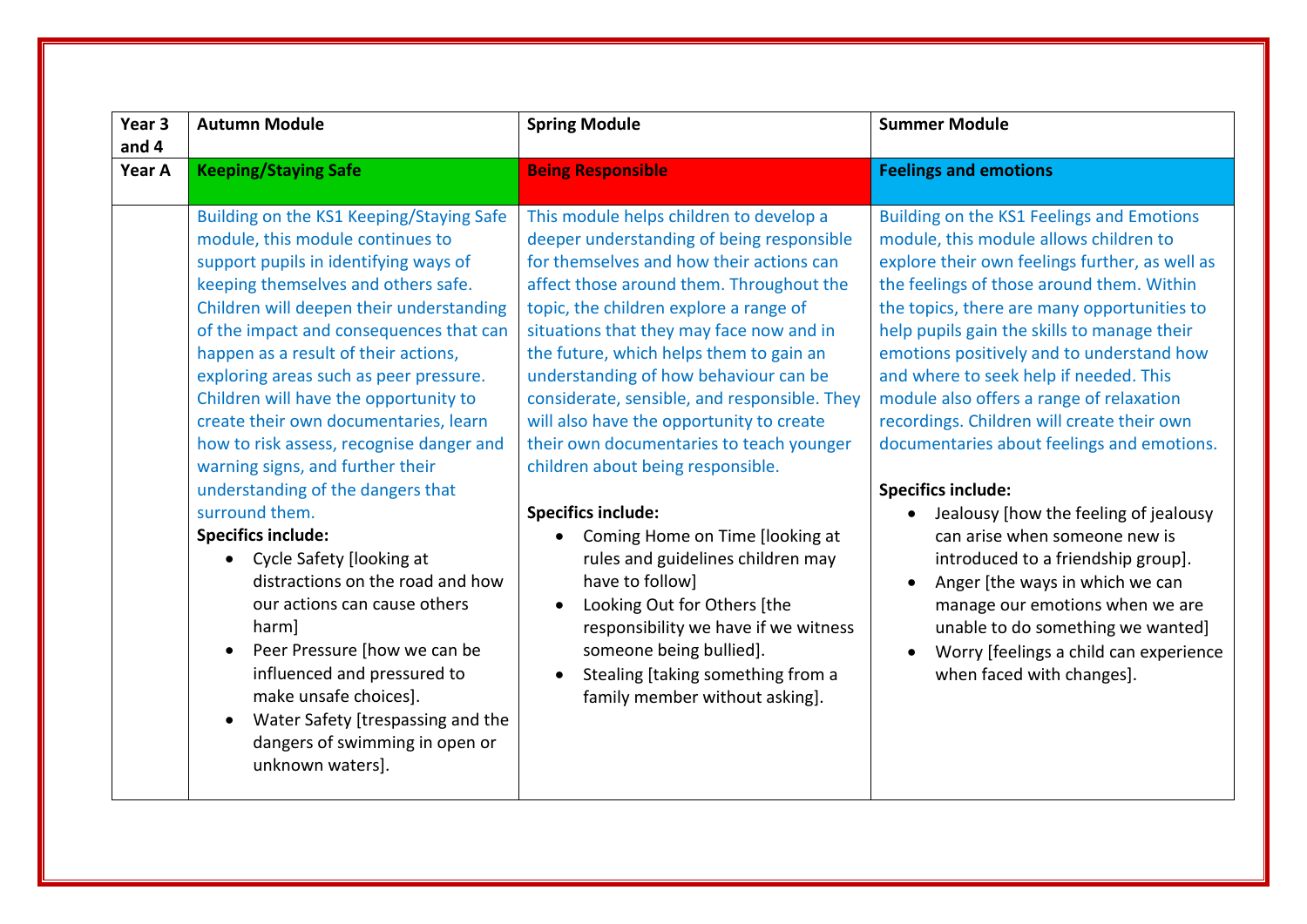| Year 3 and 4 | Autumn Module | Spring Module | Summer Module |
|---|---|---|---|
| **Year A** | **Keeping/Staying Safe** | **Being Responsible** | **Feelings and emotions** |
| | Building on the KS1 Keeping/Staying Safe module, this module continues to support pupils in identifying ways of keeping themselves and others safe. Children will deepen their understanding of the impact and consequences that can happen as a result of their actions, exploring areas such as peer pressure. Children will have the opportunity to create their own documentaries, learn how to risk assess, recognise danger and warning signs, and further their understanding of the dangers that surround them.<br>**Specifics include:**<br>• Cycle Safety [looking at distractions on the road and how our actions can cause others harm]<br>• Peer Pressure [how we can be influenced and pressured to make unsafe choices].<br>• Water Safety [trespassing and the dangers of swimming in open or unknown waters]. | This module helps children to develop a deeper understanding of being responsible for themselves and how their actions can affect those around them. Throughout the topic, the children explore a range of situations that they may face now and in the future, which helps them to gain an understanding of how behaviour can be considerate, sensible, and responsible. They will also have the opportunity to create their own documentaries to teach younger children about being responsible.<br><br>**Specifics include:**<br>• Coming Home on Time [looking at rules and guidelines children may have to follow]<br>• Looking Out for Others [the responsibility we have if we witness someone being bullied].<br>• Stealing [taking something from a family member without asking]. | Building on the KS1 Feelings and Emotions module, this module allows children to explore their own feelings further, as well as the feelings of those around them. Within the topics, there are many opportunities to help pupils gain the skills to manage their emotions positively and to understand how and where to seek help if needed. This module also offers a range of relaxation recordings. Children will create their own documentaries about feelings and emotions.<br><br>**Specifics include:**<br>• Jealousy [how the feeling of jealousy can arise when someone new is introduced to a friendship group].<br>• Anger [the ways in which we can manage our emotions when we are unable to do something we wanted]<br>• Worry [feelings a child can experience when faced with changes]. |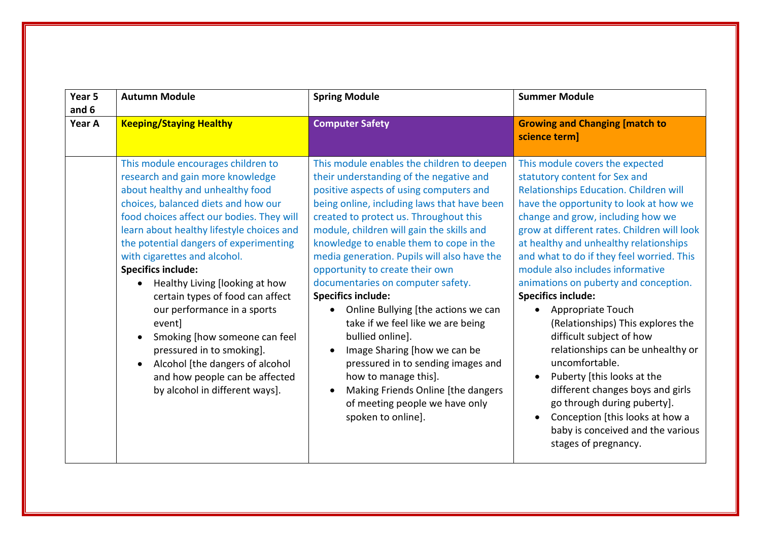| Year 5 and 6 | Autumn Module | Spring Module | Summer Module |
|---|---|---|---|
| Year A | **Keeping/Staying Healthy** | **Computer Safety** | **Growing and Changing [match to science term]** |
| | This module encourages children to research and gain more knowledge about healthy and unhealthy food choices, balanced diets and how our food choices affect our bodies. They will learn about healthy lifestyle choices and the potential dangers of experimenting with cigarettes and alcohol.<br>**Specifics include:**<br>• Healthy Living [looking at how certain types of food can affect our performance in a sports event]<br>• Smoking [how someone can feel pressured in to smoking].<br>• Alcohol [the dangers of alcohol and how people can be affected by alcohol in different ways]. | This module enables the children to deepen their understanding of the negative and positive aspects of using computers and being online, including laws that have been created to protect us. Throughout this module, children will gain the skills and knowledge to enable them to cope in the media generation. Pupils will also have the opportunity to create their own documentaries on computer safety.<br>**Specifics include:**<br>• Online Bullying [the actions we can take if we feel like we are being bullied online].<br>• Image Sharing [how we can be pressured in to sending images and how to manage this].<br>• Making Friends Online [the dangers of meeting people we have only spoken to online]. | This module covers the expected statutory content for Sex and Relationships Education. Children will have the opportunity to look at how we change and grow, including how we grow at different rates. Children will look at healthy and unhealthy relationships and what to do if they feel worried. This module also includes informative animations on puberty and conception.<br>**Specifics include:**<br>• Appropriate Touch (Relationships) This explores the difficult subject of how relationships can be unhealthy or uncomfortable.<br>• Puberty [this looks at the different changes boys and girls go through during puberty].<br>• Conception [this looks at how a baby is conceived and the various stages of pregnancy. |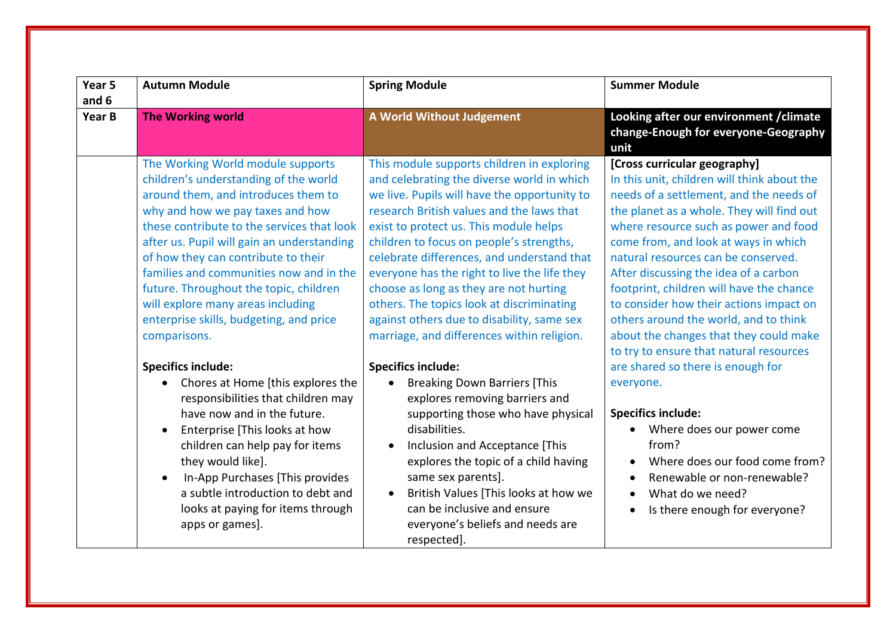| Year 5 and 6 | Autumn Module | Spring Module | Summer Module |
|---|---|---|---|
| **Year B** | **The Working world** | **A World Without Judgement** | **Looking after our environment /climate change-Enough for everyone-Geography unit** |
| | The Working World module supports children's understanding of the world around them, and introduces them to why and how we pay taxes and how these contribute to the services that look after us. Pupil will gain an understanding of how they can contribute to their families and communities now and in the future. Throughout the topic, children will explore many areas including enterprise skills, budgeting, and price comparisons.<br><br>**Specifics include:**<br>• Chores at Home [this explores the responsibilities that children may have now and in the future.<br>• Enterprise [This looks at how children can help pay for items they would like].<br>• In-App Purchases [This provides a subtle introduction to debt and looks at paying for items through apps or games]. | This module supports children in exploring and celebrating the diverse world in which we live. Pupils will have the opportunity to research British values and the laws that exist to protect us. This module helps children to focus on people's strengths, celebrate differences, and understand that everyone has the right to live the life they choose as long as they are not hurting others. The topics look at discriminating against others due to disability, same sex marriage, and differences within religion.<br><br>**Specifics include:**<br>• Breaking Down Barriers [This explores removing barriers and supporting those who have physical disabilities.<br>• Inclusion and Acceptance [This explores the topic of a child having same sex parents].<br>• British Values [This looks at how we can be inclusive and ensure everyone's beliefs and needs are respected]. | **[Cross curricular geography]**<br>In this unit, children will think about the needs of a settlement, and the needs of the planet as a whole. They will find out where resource such as power and food come from, and look at ways in which natural resources can be conserved. After discussing the idea of a carbon footprint, children will have the chance to consider how their actions impact on others around the world, and to think about the changes that they could make to try to ensure that natural resources are shared so there is enough for everyone.<br><br>**Specifics include:**<br>• Where does our power come from?<br>• Where does our food come from?<br>• Renewable or non-renewable?<br>• What do we need?<br>• Is there enough for everyone? |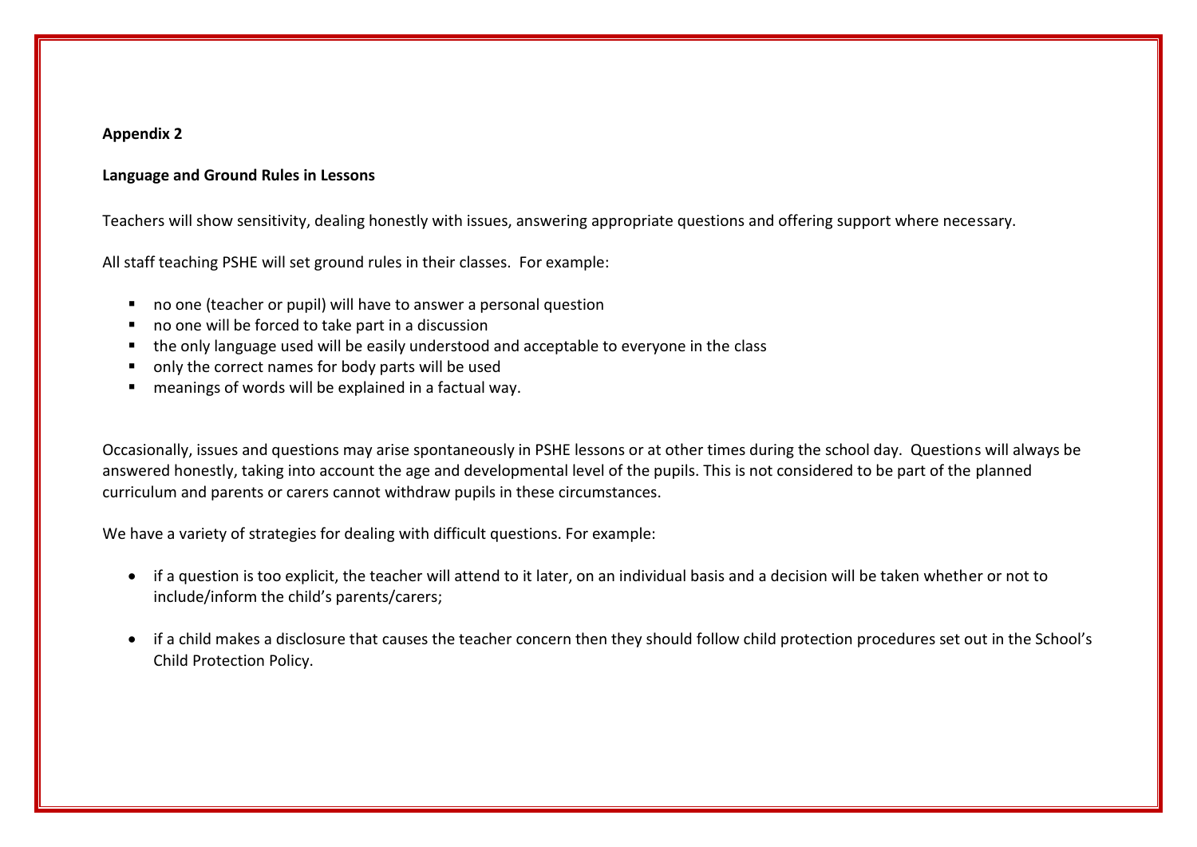## Appendix 2

### Language and Ground Rules in Lessons

Teachers will show sensitivity, dealing honestly with issues, answering appropriate questions and offering support where necessary.

All staff teaching PSHE will set ground rules in their classes. For example:

- no one (teacher or pupil) will have to answer a personal question
- no one will be forced to take part in a discussion
- the only language used will be easily understood and acceptable to everyone in the class
- only the correct names for body parts will be used
- meanings of words will be explained in a factual way.

Occasionally, issues and questions may arise spontaneously in PSHE lessons or at other times during the school day. Questions will always be answered honestly, taking into account the age and developmental level of the pupils. This is not considered to be part of the planned curriculum and parents or carers cannot withdraw pupils in these circumstances.

We have a variety of strategies for dealing with difficult questions. For example:

- if a question is too explicit, the teacher will attend to it later, on an individual basis and a decision will be taken whether or not to include/inform the child's parents/carers;

- if a child makes a disclosure that causes the teacher concern then they should follow child protection procedures set out in the School's Child Protection Policy.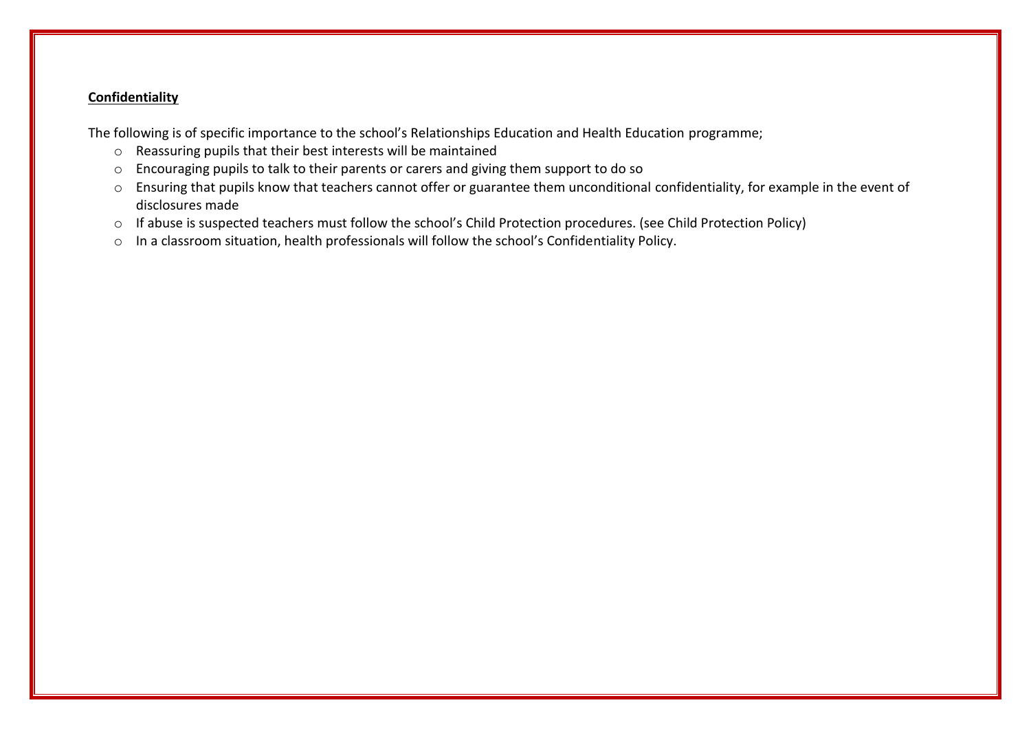**Confidentiality**

The following is of specific importance to the school's Relationships Education and Health Education programme;

- Reassuring pupils that their best interests will be maintained
- Encouraging pupils to talk to their parents or carers and giving them support to do so
- Ensuring that pupils know that teachers cannot offer or guarantee them unconditional confidentiality, for example in the event of disclosures made
- If abuse is suspected teachers must follow the school's Child Protection procedures. (see Child Protection Policy)
- In a classroom situation, health professionals will follow the school's Confidentiality Policy.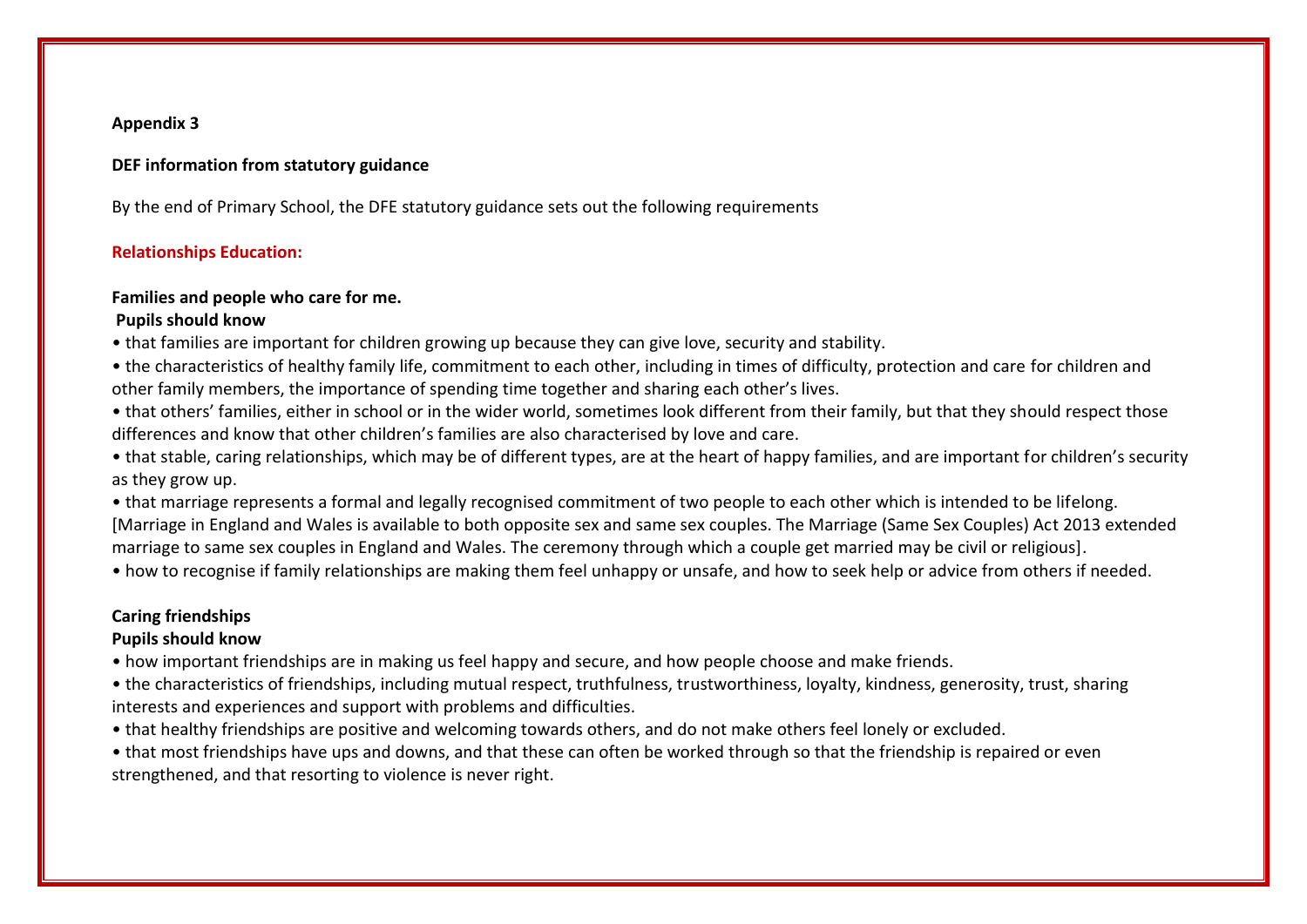**Appendix 3**

**DEF information from statutory guidance**

By the end of Primary School, the DFE statutory guidance sets out the following requirements

**Relationships Education:**

**Families and people who care for me.**
**Pupils should know**

- that families are important for children growing up because they can give love, security and stability.
- the characteristics of healthy family life, commitment to each other, including in times of difficulty, protection and care for children and other family members, the importance of spending time together and sharing each other's lives.
- that others' families, either in school or in the wider world, sometimes look different from their family, but that they should respect those differences and know that other children's families are also characterised by love and care.
- that stable, caring relationships, which may be of different types, are at the heart of happy families, and are important for children's security as they grow up.
- that marriage represents a formal and legally recognised commitment of two people to each other which is intended to be lifelong. [Marriage in England and Wales is available to both opposite sex and same sex couples. The Marriage (Same Sex Couples) Act 2013 extended marriage to same sex couples in England and Wales. The ceremony through which a couple get married may be civil or religious].
- how to recognise if family relationships are making them feel unhappy or unsafe, and how to seek help or advice from others if needed.

**Caring friendships**
**Pupils should know**

- how important friendships are in making us feel happy and secure, and how people choose and make friends.
- the characteristics of friendships, including mutual respect, truthfulness, trustworthiness, loyalty, kindness, generosity, trust, sharing interests and experiences and support with problems and difficulties.
- that healthy friendships are positive and welcoming towards others, and do not make others feel lonely or excluded.
- that most friendships have ups and downs, and that these can often be worked through so that the friendship is repaired or even strengthened, and that resorting to violence is never right.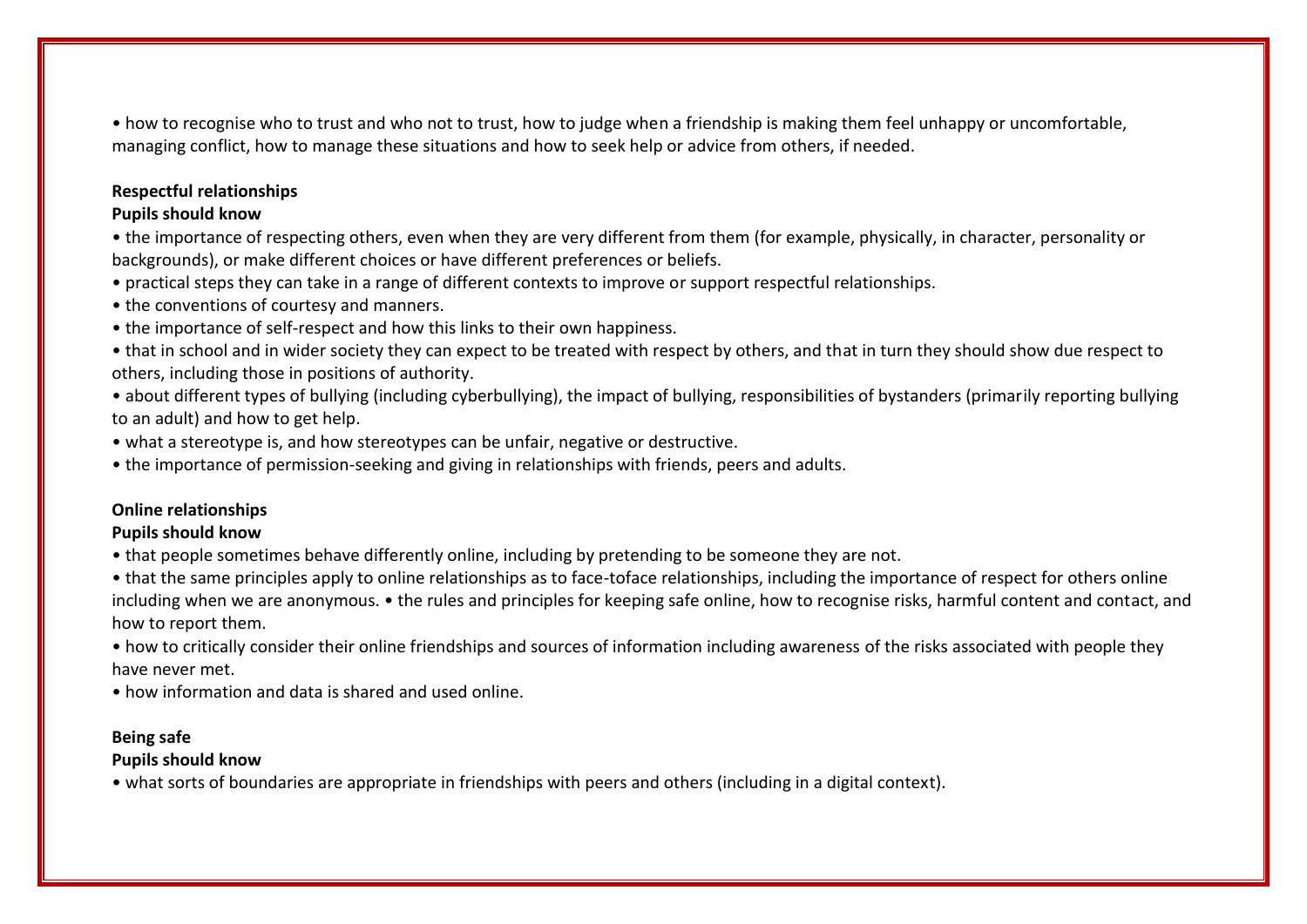• how to recognise who to trust and who not to trust, how to judge when a friendship is making them feel unhappy or uncomfortable, managing conflict, how to manage these situations and how to seek help or advice from others, if needed.

**Respectful relationships**

**Pupils should know**

• the importance of respecting others, even when they are very different from them (for example, physically, in character, personality or backgrounds), or make different choices or have different preferences or beliefs.

• practical steps they can take in a range of different contexts to improve or support respectful relationships.

• the conventions of courtesy and manners.

• the importance of self-respect and how this links to their own happiness.

• that in school and in wider society they can expect to be treated with respect by others, and that in turn they should show due respect to others, including those in positions of authority.

• about different types of bullying (including cyberbullying), the impact of bullying, responsibilities of bystanders (primarily reporting bullying to an adult) and how to get help.

• what a stereotype is, and how stereotypes can be unfair, negative or destructive.

• the importance of permission-seeking and giving in relationships with friends, peers and adults.

**Online relationships**

**Pupils should know**

• that people sometimes behave differently online, including by pretending to be someone they are not.

• that the same principles apply to online relationships as to face-toface relationships, including the importance of respect for others online including when we are anonymous. • the rules and principles for keeping safe online, how to recognise risks, harmful content and contact, and how to report them.

• how to critically consider their online friendships and sources of information including awareness of the risks associated with people they have never met.

• how information and data is shared and used online.

**Being safe**

**Pupils should know**

• what sorts of boundaries are appropriate in friendships with peers and others (including in a digital context).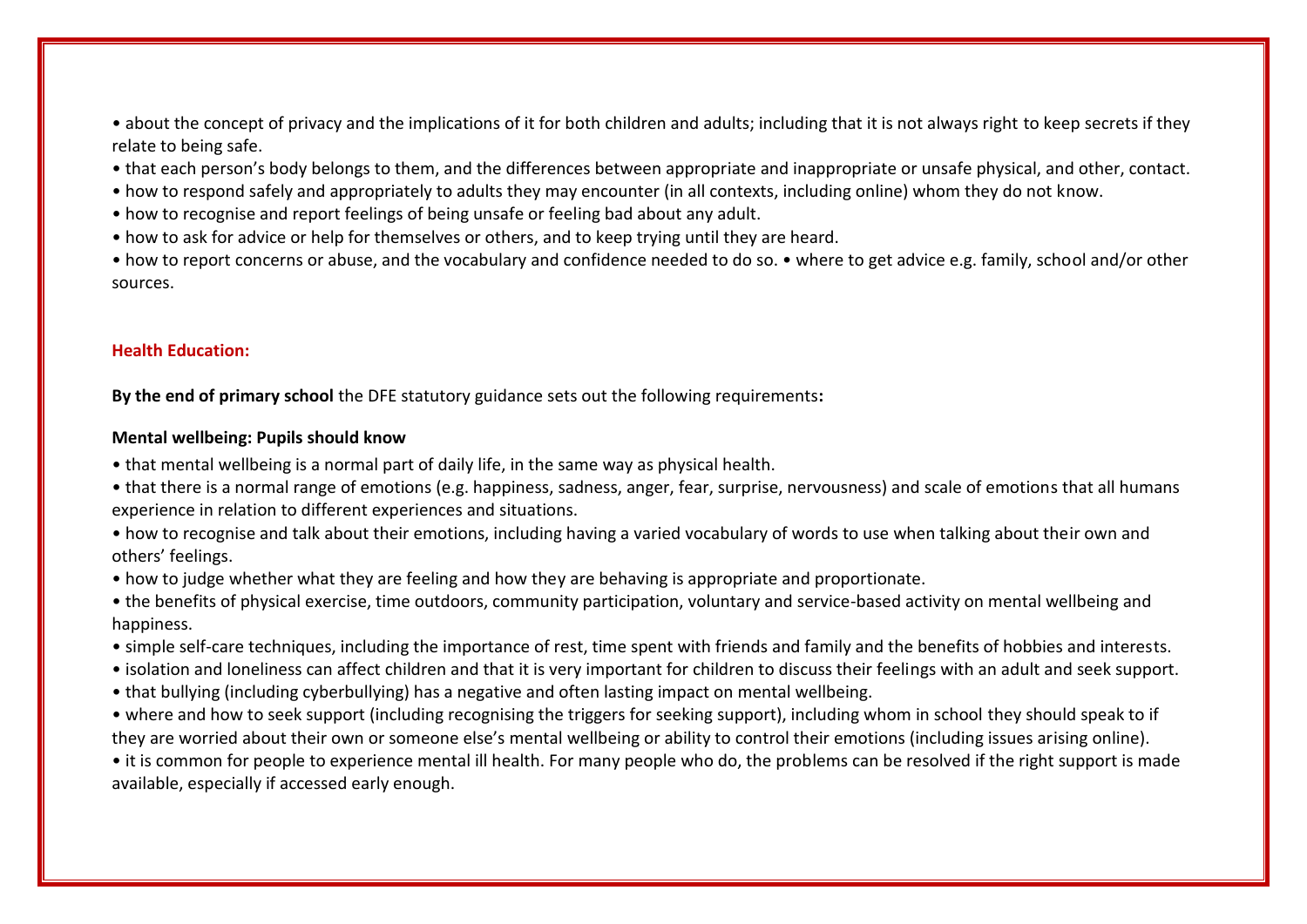- about the concept of privacy and the implications of it for both children and adults; including that it is not always right to keep secrets if they relate to being safe.
- that each person's body belongs to them, and the differences between appropriate and inappropriate or unsafe physical, and other, contact.
- how to respond safely and appropriately to adults they may encounter (in all contexts, including online) whom they do not know.
- how to recognise and report feelings of being unsafe or feeling bad about any adult.
- how to ask for advice or help for themselves or others, and to keep trying until they are heard.
- how to report concerns or abuse, and the vocabulary and confidence needed to do so. • where to get advice e.g. family, school and/or other sources.

**Health Education:**

**By the end of primary school** the DFE statutory guidance sets out the following requirements**:**

**Mental wellbeing: Pupils should know**

- that mental wellbeing is a normal part of daily life, in the same way as physical health.
- that there is a normal range of emotions (e.g. happiness, sadness, anger, fear, surprise, nervousness) and scale of emotions that all humans experience in relation to different experiences and situations.
- how to recognise and talk about their emotions, including having a varied vocabulary of words to use when talking about their own and others' feelings.
- how to judge whether what they are feeling and how they are behaving is appropriate and proportionate.
- the benefits of physical exercise, time outdoors, community participation, voluntary and service-based activity on mental wellbeing and happiness.
- simple self-care techniques, including the importance of rest, time spent with friends and family and the benefits of hobbies and interests.
- isolation and loneliness can affect children and that it is very important for children to discuss their feelings with an adult and seek support.
- that bullying (including cyberbullying) has a negative and often lasting impact on mental wellbeing.
- where and how to seek support (including recognising the triggers for seeking support), including whom in school they should speak to if they are worried about their own or someone else's mental wellbeing or ability to control their emotions (including issues arising online).
- it is common for people to experience mental ill health. For many people who do, the problems can be resolved if the right support is made available, especially if accessed early enough.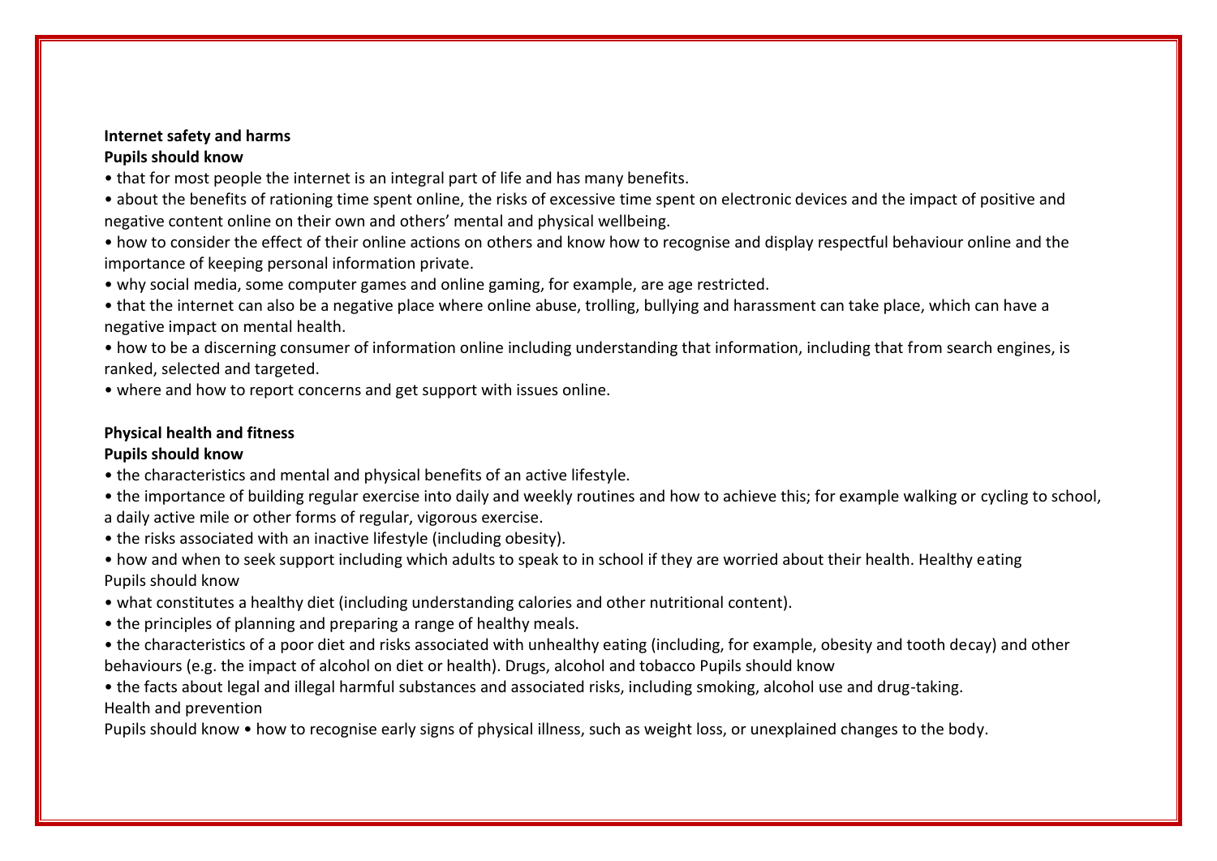**Internet safety and harms**

**Pupils should know**

- that for most people the internet is an integral part of life and has many benefits.
- about the benefits of rationing time spent online, the risks of excessive time spent on electronic devices and the impact of positive and negative content online on their own and others' mental and physical wellbeing.
- how to consider the effect of their online actions on others and know how to recognise and display respectful behaviour online and the importance of keeping personal information private.
- why social media, some computer games and online gaming, for example, are age restricted.
- that the internet can also be a negative place where online abuse, trolling, bullying and harassment can take place, which can have a negative impact on mental health.
- how to be a discerning consumer of information online including understanding that information, including that from search engines, is ranked, selected and targeted.
- where and how to report concerns and get support with issues online.

**Physical health and fitness**

**Pupils should know**

- the characteristics and mental and physical benefits of an active lifestyle.
- the importance of building regular exercise into daily and weekly routines and how to achieve this; for example walking or cycling to school, a daily active mile or other forms of regular, vigorous exercise.
- the risks associated with an inactive lifestyle (including obesity).
- how and when to seek support including which adults to speak to in school if they are worried about their health. Healthy eating Pupils should know
- what constitutes a healthy diet (including understanding calories and other nutritional content).
- the principles of planning and preparing a range of healthy meals.
- the characteristics of a poor diet and risks associated with unhealthy eating (including, for example, obesity and tooth decay) and other behaviours (e.g. the impact of alcohol on diet or health). Drugs, alcohol and tobacco Pupils should know
- the facts about legal and illegal harmful substances and associated risks, including smoking, alcohol use and drug-taking.

Health and prevention

Pupils should know • how to recognise early signs of physical illness, such as weight loss, or unexplained changes to the body.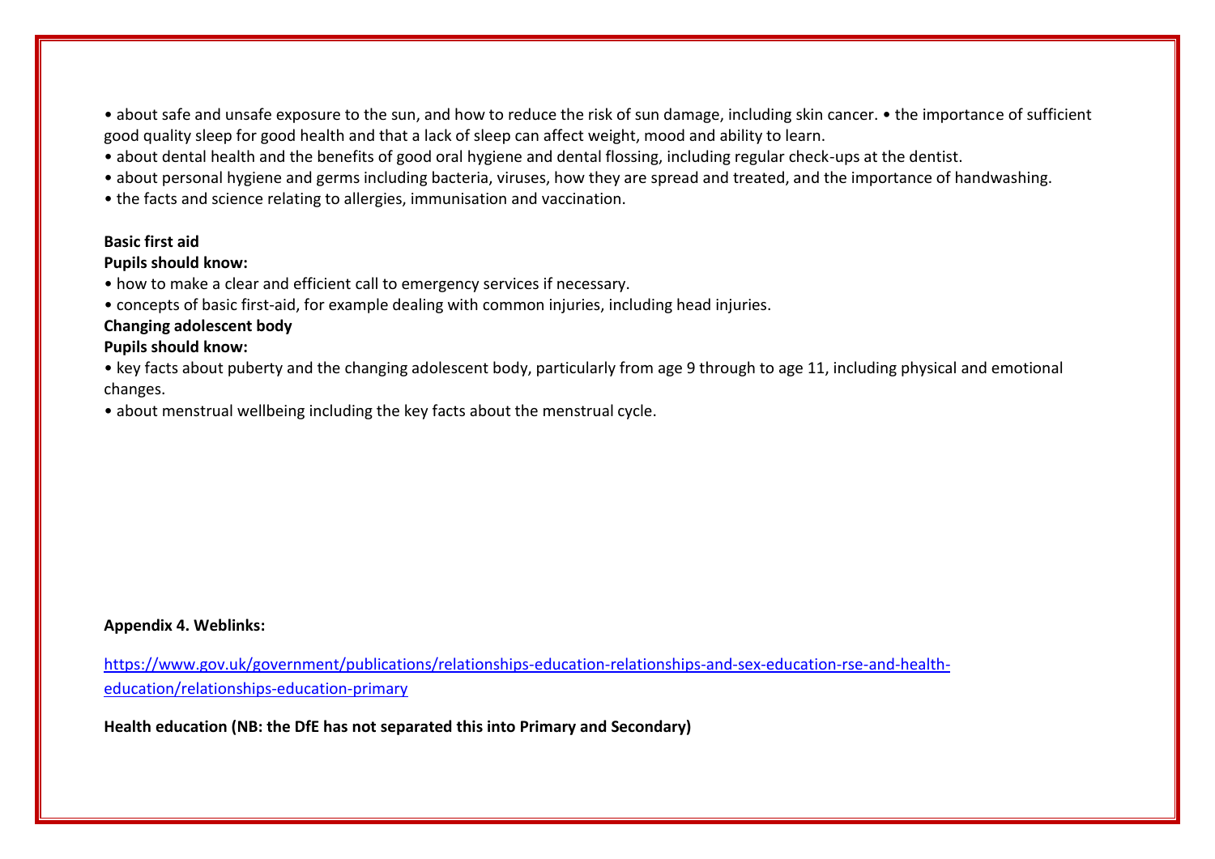• about safe and unsafe exposure to the sun, and how to reduce the risk of sun damage, including skin cancer. • the importance of sufficient good quality sleep for good health and that a lack of sleep can affect weight, mood and ability to learn.
• about dental health and the benefits of good oral hygiene and dental flossing, including regular check-ups at the dentist.
• about personal hygiene and germs including bacteria, viruses, how they are spread and treated, and the importance of handwashing.
• the facts and science relating to allergies, immunisation and vaccination.

**Basic first aid**
**Pupils should know:**
• how to make a clear and efficient call to emergency services if necessary.
• concepts of basic first-aid, for example dealing with common injuries, including head injuries.

**Changing adolescent body**
**Pupils should know:**
• key facts about puberty and the changing adolescent body, particularly from age 9 through to age 11, including physical and emotional changes.
• about menstrual wellbeing including the key facts about the menstrual cycle.

**Appendix 4. Weblinks:**

[https://www.gov.uk/government/publications/relationships-education-relationships-and-sex-education-rse-and-health-education/relationships-education-primary](https://www.gov.uk/government/publications/relationships-education-relationships-and-sex-education-rse-and-health-education/relationships-education-primary)

**Health education (NB: the DfE has not separated this into Primary and Secondary)**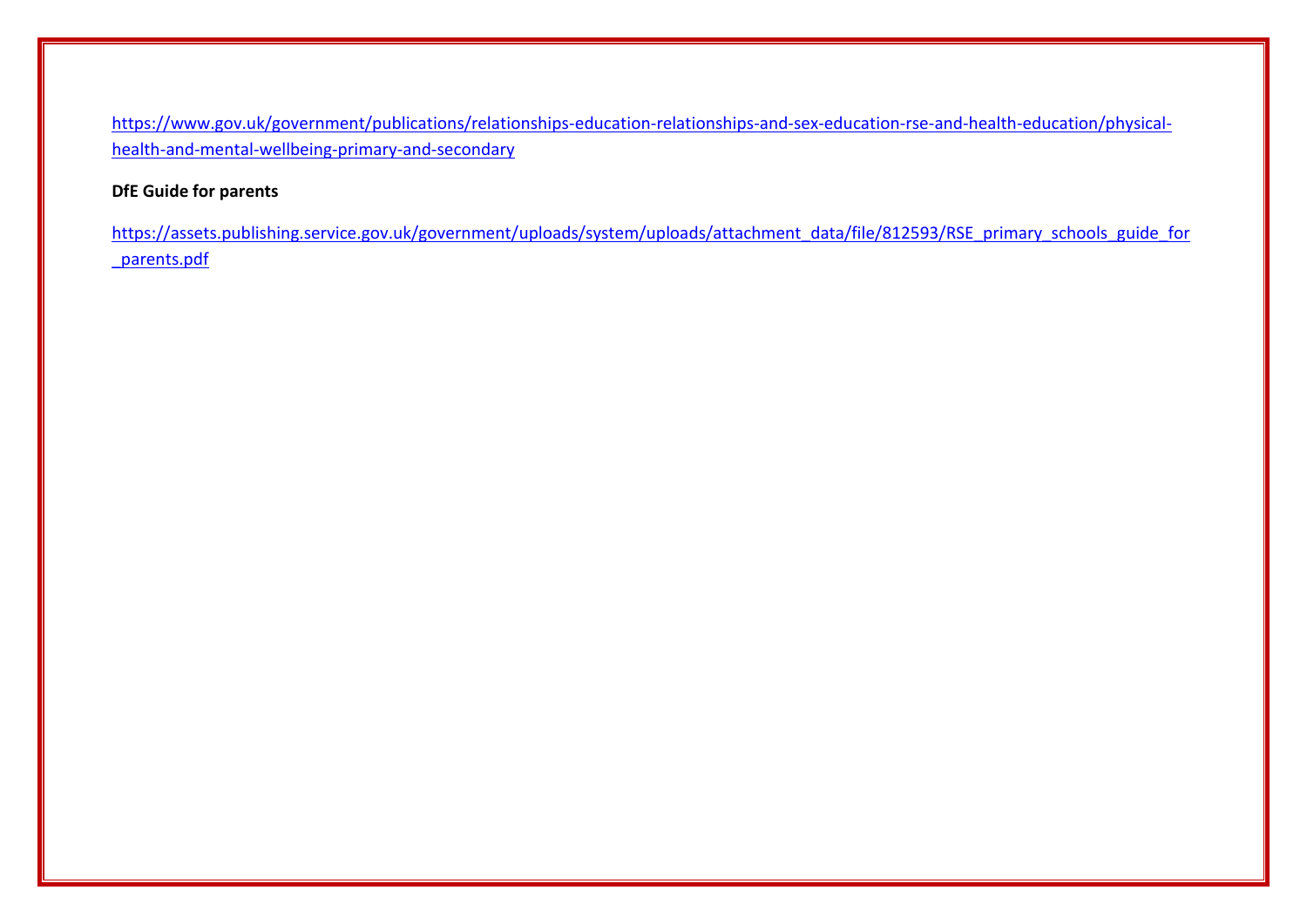https://www.gov.uk/government/publications/relationships-education-relationships-and-sex-education-rse-and-health-education/physical-health-and-mental-wellbeing-primary-and-secondary

**DfE Guide for parents**

https://assets.publishing.service.gov.uk/government/uploads/system/uploads/attachment_data/file/812593/RSE_primary_schools_guide_for_parents.pdf